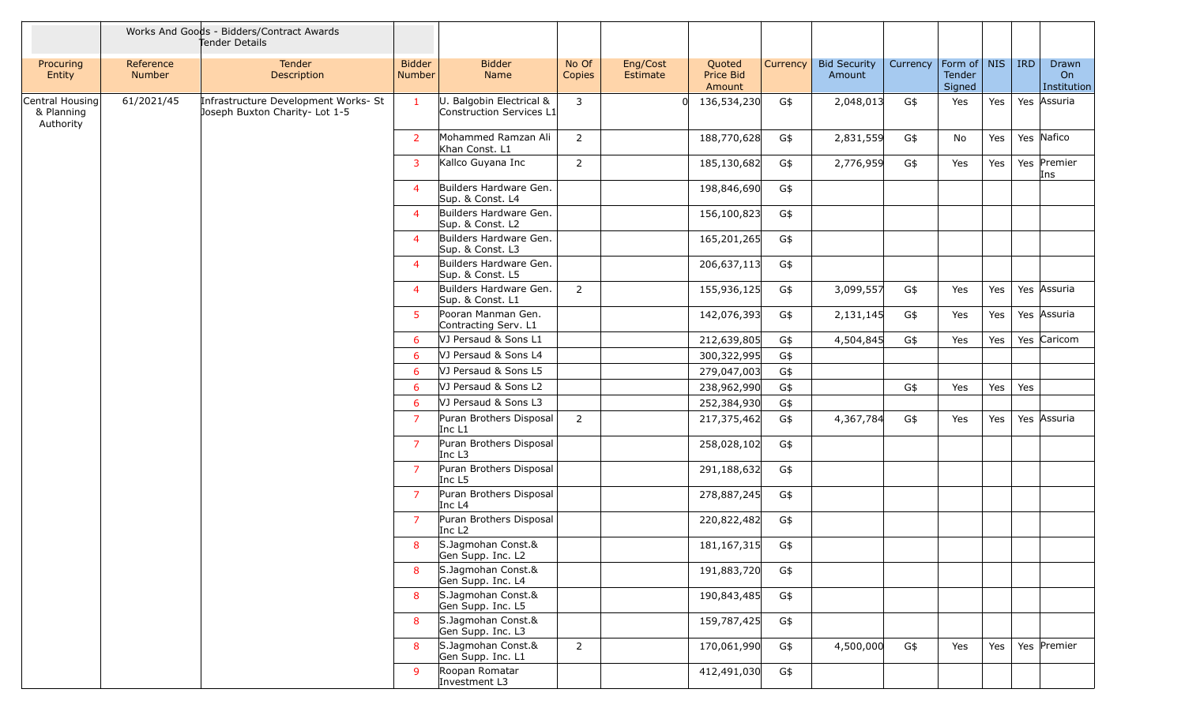| | Works And Goods - Bidders/Contract Awards Tender Details | | | | | | | | | | | | | |
|---|---|---|---|---|---|---|---|---|---|---|---|---|---|---|
| Procuring Entity | Reference Number | Tender Description | Bidder Number | Bidder Name | No Of Copies | Eng/Cost Estimate | Quoted Price Bid Amount | Currency | Bid Security Amount | Currency | Form of Tender Signed | NIS | IRD | Drawn On Institution |
| Central Housing & Planning Authority | 61/2021/45 | Infrastructure Development Works- St Joseph Buxton Charity- Lot 1-5 | 1 | U. Balgobin Electrical & Construction Services L1 | 3 | 0 | 136,534,230 | G$ | 2,048,013 | G$ | Yes | Yes | Yes | Assuria |
| | | | 2 | Mohammed Ramzan Ali Khan Const. L1 | 2 | | 188,770,628 | G$ | 2,831,559 | G$ | No | Yes | Yes | Nafico |
| | | | 3 | Kallco Guyana Inc | 2 | | 185,130,682 | G$ | 2,776,959 | G$ | Yes | Yes | Yes | Premier Ins |
| | | | 4 | Builders Hardware Gen. Sup. & Const. L4 | | | 198,846,690 | G$ | | | | | | |
| | | | 4 | Builders Hardware Gen. Sup. & Const. L2 | | | 156,100,823 | G$ | | | | | | |
| | | | 4 | Builders Hardware Gen. Sup. & Const. L3 | | | 165,201,265 | G$ | | | | | | |
| | | | 4 | Builders Hardware Gen. Sup. & Const. L5 | | | 206,637,113 | G$ | | | | | | |
| | | | 4 | Builders Hardware Gen. Sup. & Const. L1 | 2 | | 155,936,125 | G$ | 3,099,557 | G$ | Yes | Yes | Yes | Assuria |
| | | | 5 | Pooran Manman Gen. Contracting Serv. L1 | | | 142,076,393 | G$ | 2,131,145 | G$ | Yes | Yes | Yes | Assuria |
| | | | 6 | VJ Persaud & Sons L1 | | | 212,639,805 | G$ | 4,504,845 | G$ | Yes | Yes | Yes | Caricom |
| | | | 6 | VJ Persaud & Sons L4 | | | 300,322,995 | G$ | | | | | | |
| | | | 6 | VJ Persaud & Sons L5 | | | 279,047,003 | G$ | | | | | | |
| | | | 6 | VJ Persaud & Sons L2 | | | 238,962,990 | G$ | | G$ | Yes | Yes | Yes | |
| | | | 6 | VJ Persaud & Sons L3 | | | 252,384,930 | G$ | | | | | | |
| | | | 7 | Puran Brothers Disposal Inc L1 | 2 | | 217,375,462 | G$ | 4,367,784 | G$ | Yes | Yes | Yes | Assuria |
| | | | 7 | Puran Brothers Disposal Inc L3 | | | 258,028,102 | G$ | | | | | | |
| | | | 7 | Puran Brothers Disposal Inc L5 | | | 291,188,632 | G$ | | | | | | |
| | | | 7 | Puran Brothers Disposal Inc L4 | | | 278,887,245 | G$ | | | | | | |
| | | | 7 | Puran Brothers Disposal Inc L2 | | | 220,822,482 | G$ | | | | | | |
| | | | 8 | S.Jagmohan Const.& Gen Supp. Inc. L2 | | | 181,167,315 | G$ | | | | | | |
| | | | 8 | S.Jagmohan Const.& Gen Supp. Inc. L4 | | | 191,883,720 | G$ | | | | | | |
| | | | 8 | S.Jagmohan Const.& Gen Supp. Inc. L5 | | | 190,843,485 | G$ | | | | | | |
| | | | 8 | S.Jagmohan Const.& Gen Supp. Inc. L3 | | | 159,787,425 | G$ | | | | | | |
| | | | 8 | S.Jagmohan Const.& Gen Supp. Inc. L1 | 2 | | 170,061,990 | G$ | 4,500,000 | G$ | Yes | Yes | Yes | Premier |
| | | | 9 | Roopan Romatar Investment L3 | | | 412,491,030 | G$ | | | | | | |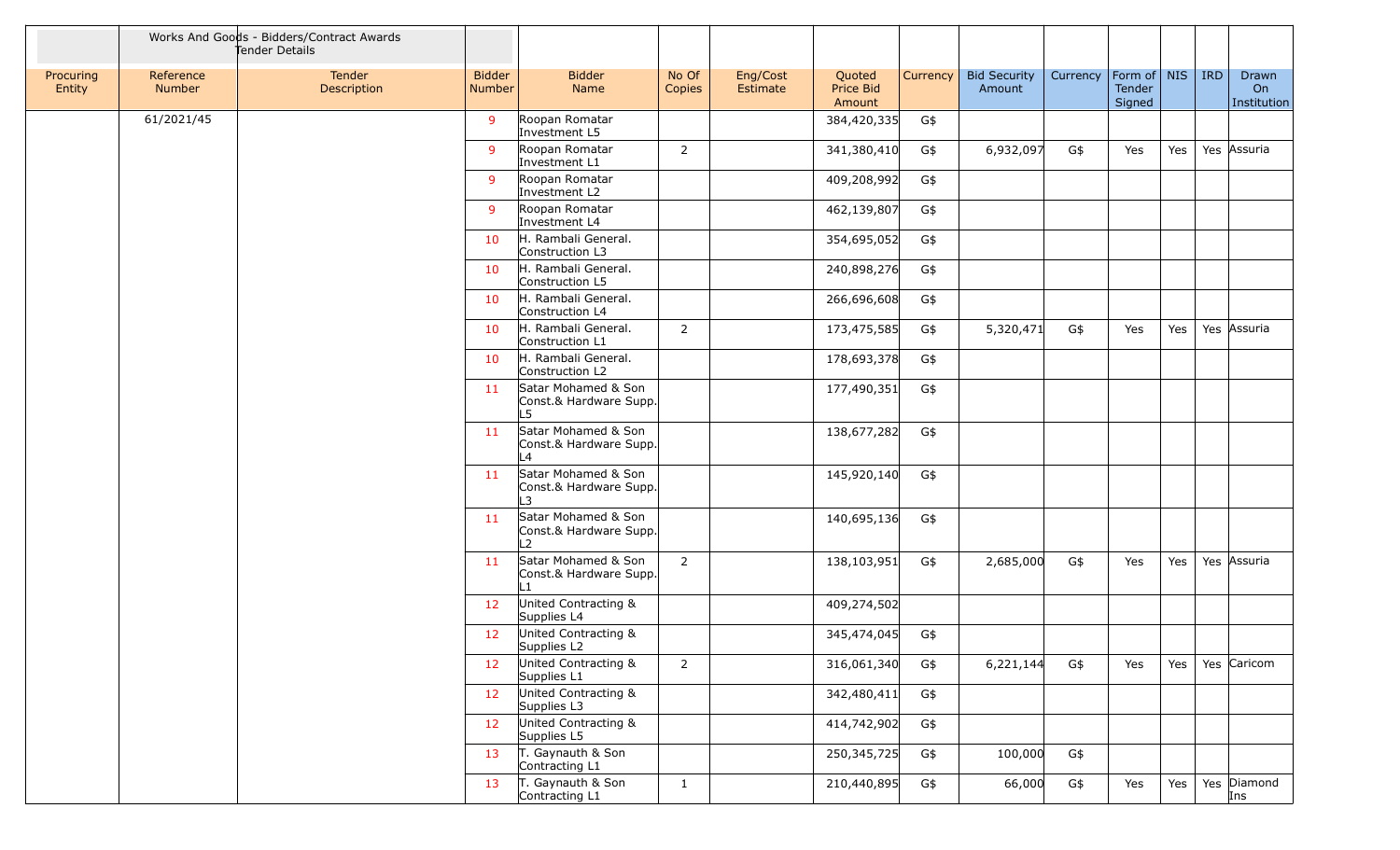| | Works And Goods - Bidders/Contract Awards Tender Details | | | | | | | | | | | | | |
|---|---|---|---|---|---|---|---|---|---|---|---|---|---|---|
| Procuring Entity | Reference Number | Tender Description | Bidder Number | Bidder Name | No Of Copies | Eng/Cost Estimate | Quoted Price Bid Amount | Currency | Bid Security Amount | Currency | Form of Tender Signed | NIS | IRD | Drawn On Institution |
| | 61/2021/45 | | 9 | Roopan Romatar Investment L5 | | | 384,420,335 | G$ | | | | | | |
| | | | 9 | Roopan Romatar Investment L1 | 2 | | 341,380,410 | G$ | 6,932,097 | G$ | Yes | Yes | Yes | Assuria |
| | | | 9 | Roopan Romatar Investment L2 | | | 409,208,992 | G$ | | | | | | |
| | | | 9 | Roopan Romatar Investment L4 | | | 462,139,807 | G$ | | | | | | |
| | | | 10 | H. Rambali General. Construction L3 | | | 354,695,052 | G$ | | | | | | |
| | | | 10 | H. Rambali General. Construction L5 | | | 240,898,276 | G$ | | | | | | |
| | | | 10 | H. Rambali General. Construction L4 | | | 266,696,608 | G$ | | | | | | |
| | | | 10 | H. Rambali General. Construction L1 | 2 | | 173,475,585 | G$ | 5,320,471 | G$ | Yes | Yes | Yes | Assuria |
| | | | 10 | H. Rambali General. Construction L2 | | | 178,693,378 | G$ | | | | | | |
| | | | 11 | Satar Mohamed & Son Const.& Hardware Supp. L5 | | | 177,490,351 | G$ | | | | | | |
| | | | 11 | Satar Mohamed & Son Const.& Hardware Supp. L4 | | | 138,677,282 | G$ | | | | | | |
| | | | 11 | Satar Mohamed & Son Const.& Hardware Supp. L3 | | | 145,920,140 | G$ | | | | | | |
| | | | 11 | Satar Mohamed & Son Const.& Hardware Supp. L2 | | | 140,695,136 | G$ | | | | | | |
| | | | 11 | Satar Mohamed & Son Const.& Hardware Supp. L1 | 2 | | 138,103,951 | G$ | 2,685,000 | G$ | Yes | Yes | Yes | Assuria |
| | | | 12 | United Contracting & Supplies L4 | | | 409,274,502 | | | | | | | |
| | | | 12 | United Contracting & Supplies L2 | | | 345,474,045 | G$ | | | | | | |
| | | | 12 | United Contracting & Supplies L1 | 2 | | 316,061,340 | G$ | 6,221,144 | G$ | Yes | Yes | Yes | Caricom |
| | | | 12 | United Contracting & Supplies L3 | | | 342,480,411 | G$ | | | | | | |
| | | | 12 | United Contracting & Supplies L5 | | | 414,742,902 | G$ | | | | | | |
| | | | 13 | T. Gaynauth & Son Contracting L1 | | | 250,345,725 | G$ | 100,000 | G$ | | | | |
| | | | 13 | T. Gaynauth & Son Contracting L1 | 1 | | 210,440,895 | G$ | 66,000 | G$ | Yes | Yes | Yes | Diamond Ins |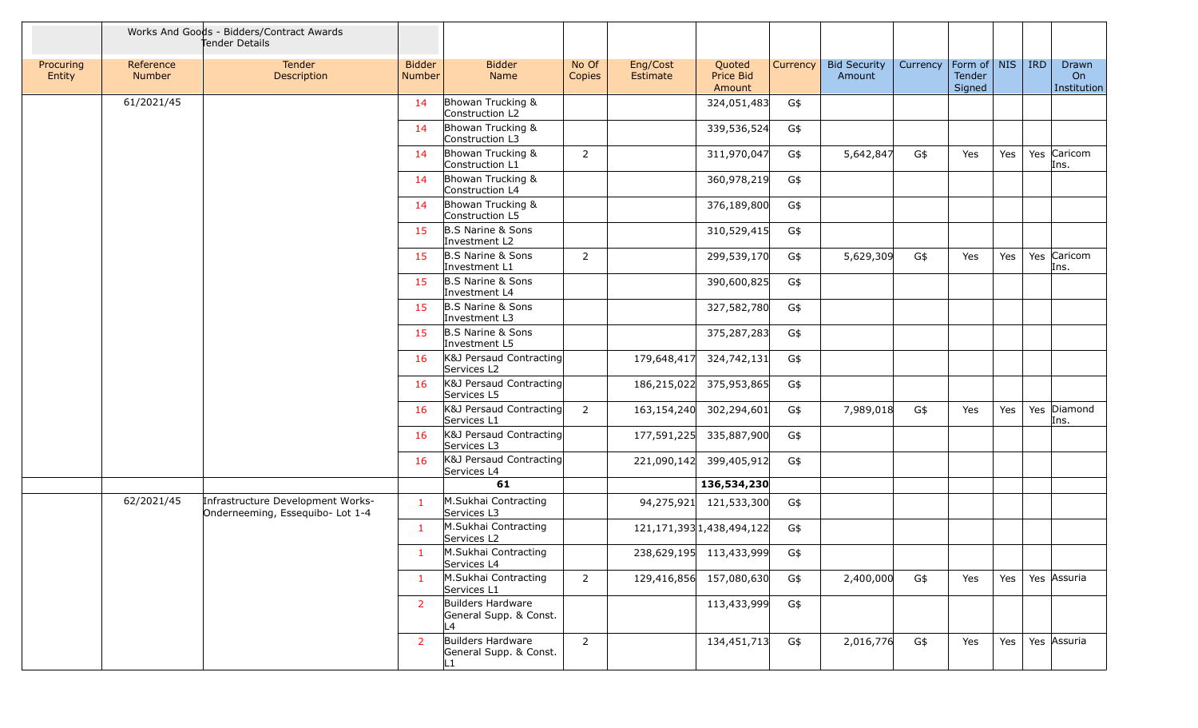| | | Works And Goods - Bidders/Contract Awards Tender Details | | | | | | | | | | | | |
|---|---|---|---|---|---|---|---|---|---|---|---|---|---|---|
| Procuring Entity | Reference Number | Tender Description | Bidder Number | Bidder Name | No Of Copies | Eng/Cost Estimate | Quoted Price Bid Amount | Currency | Bid Security Amount | Currency | Form of Tender Signed | NIS | IRD | Drawn On Institution |
| | 61/2021/45 | | 14 | Bhowan Trucking & Construction L2 | | | 324,051,483 | G$ | | | | | | |
| | | | 14 | Bhowan Trucking & Construction L3 | | | 339,536,524 | G$ | | | | | | |
| | | | 14 | Bhowan Trucking & Construction L1 | 2 | | 311,970,047 | G$ | 5,642,847 | G$ | Yes | Yes | Yes | Caricom Ins. |
| | | | 14 | Bhowan Trucking & Construction L4 | | | 360,978,219 | G$ | | | | | | |
| | | | 14 | Bhowan Trucking & Construction L5 | | | 376,189,800 | G$ | | | | | | |
| | | | 15 | B.S Narine & Sons Investment L2 | | | 310,529,415 | G$ | | | | | | |
| | | | 15 | B.S Narine & Sons Investment L1 | 2 | | 299,539,170 | G$ | 5,629,309 | G$ | Yes | Yes | Yes | Caricom Ins. |
| | | | 15 | B.S Narine & Sons Investment L4 | | | 390,600,825 | G$ | | | | | | |
| | | | 15 | B.S Narine & Sons Investment L3 | | | 327,582,780 | G$ | | | | | | |
| | | | 15 | B.S Narine & Sons Investment L5 | | | 375,287,283 | G$ | | | | | | |
| | | | 16 | K&J Persaud Contracting Services L2 | | 179,648,417 | 324,742,131 | G$ | | | | | | |
| | | | 16 | K&J Persaud Contracting Services L5 | | 186,215,022 | 375,953,865 | G$ | | | | | | |
| | | | 16 | K&J Persaud Contracting Services L1 | 2 | 163,154,240 | 302,294,601 | G$ | 7,989,018 | G$ | Yes | Yes | Yes | Diamond Ins. |
| | | | 16 | K&J Persaud Contracting Services L3 | | 177,591,225 | 335,887,900 | G$ | | | | | | |
| | | | 16 | K&J Persaud Contracting Services L4 | | 221,090,142 | 399,405,912 | G$ | | | | | | |
| | | | | **61** | | | **136,534,230** | | | | | | | |
| | 62/2021/45 | Infrastructure Development Works-Onderneeming, Essequibo- Lot 1-4 | 1 | M.Sukhai Contracting Services L3 | | 94,275,921 | 121,533,300 | G$ | | | | | | |
| | | | 1 | M.Sukhai Contracting Services L2 | | 121,171,393 | 1,438,494,122 | G$ | | | | | | |
| | | | 1 | M.Sukhai Contracting Services L4 | | 238,629,195 | 113,433,999 | G$ | | | | | | |
| | | | 1 | M.Sukhai Contracting Services L1 | 2 | 129,416,856 | 157,080,630 | G$ | 2,400,000 | G$ | Yes | Yes | Yes | Assuria |
| | | | 2 | Builders Hardware General Supp. & Const. L4 | | | 113,433,999 | G$ | | | | | | |
| | | | 2 | Builders Hardware General Supp. & Const. L1 | 2 | | 134,451,713 | G$ | 2,016,776 | G$ | Yes | Yes | Yes | Assuria |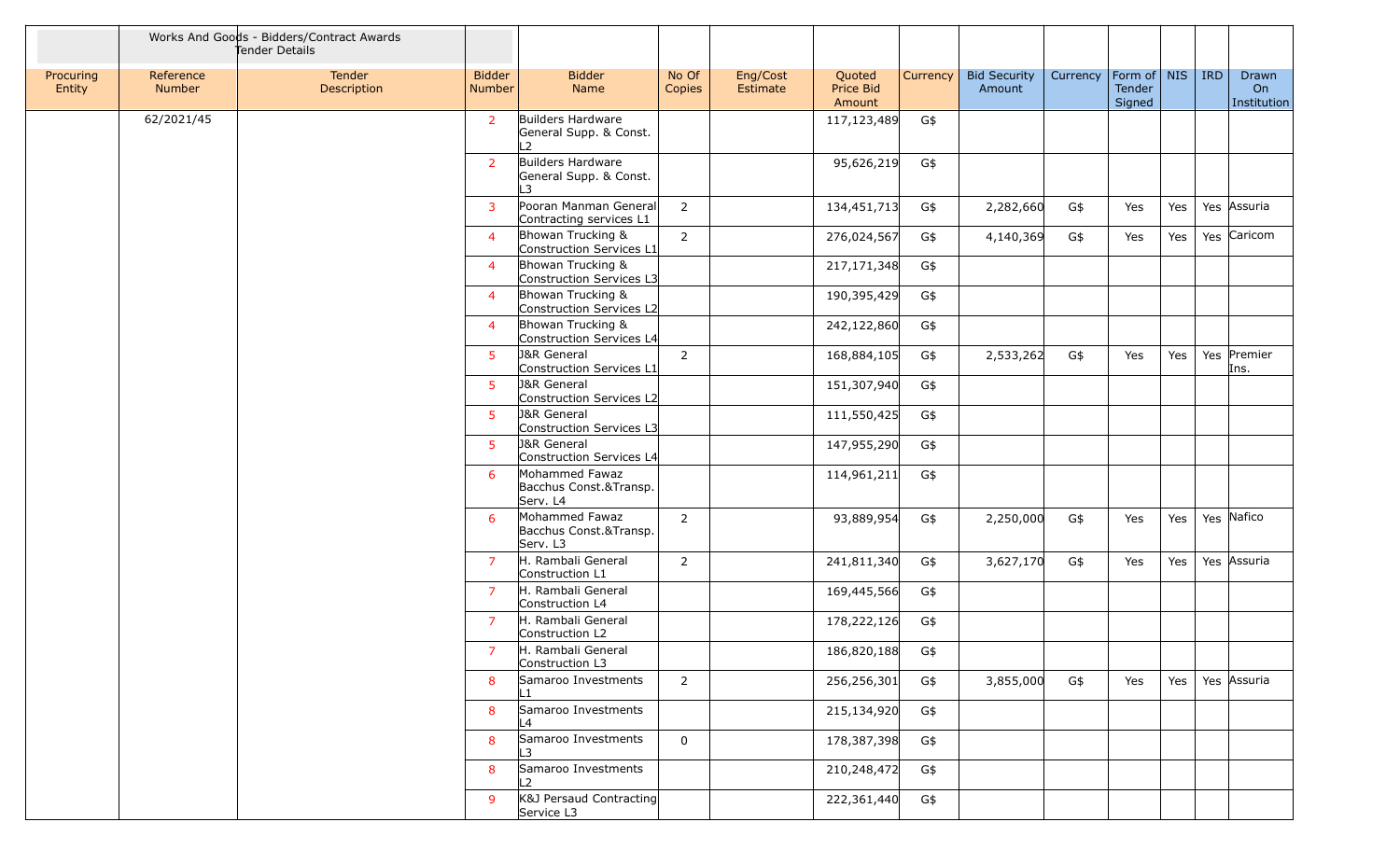| | Works And Goods - Bidders/Contract Awards Tender Details | | | | | | | | | | | | | | |
|---|---|---|---|---|---|---|---|---|---|---|---|---|---|---|---|
| Procuring Entity | Reference Number | Tender Description | Bidder Number | Bidder Name | No Of Copies | Eng/Cost Estimate | Quoted Price Bid Amount | Currency | Bid Security Amount | Currency | Form of Tender Signed | NIS | IRD | Drawn On Institution |
| | 62/2021/45 | | 2 | Builders Hardware General Supp. & Const. L2 | | | 117,123,489 | G$ | | | | | | |
| | | | 2 | Builders Hardware General Supp. & Const. L3 | | | 95,626,219 | G$ | | | | | | |
| | | | 3 | Pooran Manman General Contracting services L1 | 2 | | 134,451,713 | G$ | 2,282,660 | G$ | Yes | Yes | Yes | Assuria |
| | | | 4 | Bhowan Trucking & Construction Services L1 | 2 | | 276,024,567 | G$ | 4,140,369 | G$ | Yes | Yes | Yes | Caricom |
| | | | 4 | Bhowan Trucking & Construction Services L3 | | | 217,171,348 | G$ | | | | | | |
| | | | 4 | Bhowan Trucking & Construction Services L2 | | | 190,395,429 | G$ | | | | | | |
| | | | 4 | Bhowan Trucking & Construction Services L4 | | | 242,122,860 | G$ | | | | | | |
| | | | 5 | J&R General Construction Services L1 | 2 | | 168,884,105 | G$ | 2,533,262 | G$ | Yes | Yes | Yes | Premier Ins. |
| | | | 5 | J&R General Construction Services L2 | | | 151,307,940 | G$ | | | | | | |
| | | | 5 | J&R General Construction Services L3 | | | 111,550,425 | G$ | | | | | | |
| | | | 5 | J&R General Construction Services L4 | | | 147,955,290 | G$ | | | | | | |
| | | | 6 | Mohammed Fawaz Bacchus Const.&Transp. Serv. L4 | | | 114,961,211 | G$ | | | | | | |
| | | | 6 | Mohammed Fawaz Bacchus Const.&Transp. Serv. L3 | 2 | | 93,889,954 | G$ | 2,250,000 | G$ | Yes | Yes | Yes | Nafico |
| | | | 7 | H. Rambali General Construction L1 | 2 | | 241,811,340 | G$ | 3,627,170 | G$ | Yes | Yes | Yes | Assuria |
| | | | 7 | H. Rambali General Construction L4 | | | 169,445,566 | G$ | | | | | | |
| | | | 7 | H. Rambali General Construction L2 | | | 178,222,126 | G$ | | | | | | |
| | | | 7 | H. Rambali General Construction L3 | | | 186,820,188 | G$ | | | | | | |
| | | | 8 | Samaroo Investments L1 | 2 | | 256,256,301 | G$ | 3,855,000 | G$ | Yes | Yes | Yes | Assuria |
| | | | 8 | Samaroo Investments L4 | | | 215,134,920 | G$ | | | | | | |
| | | | 8 | Samaroo Investments L3 | 0 | | 178,387,398 | G$ | | | | | | |
| | | | 8 | Samaroo Investments L2 | | | 210,248,472 | G$ | | | | | | |
| | | | 9 | K&J Persaud Contracting Service L3 | | | 222,361,440 | G$ | | | | | | |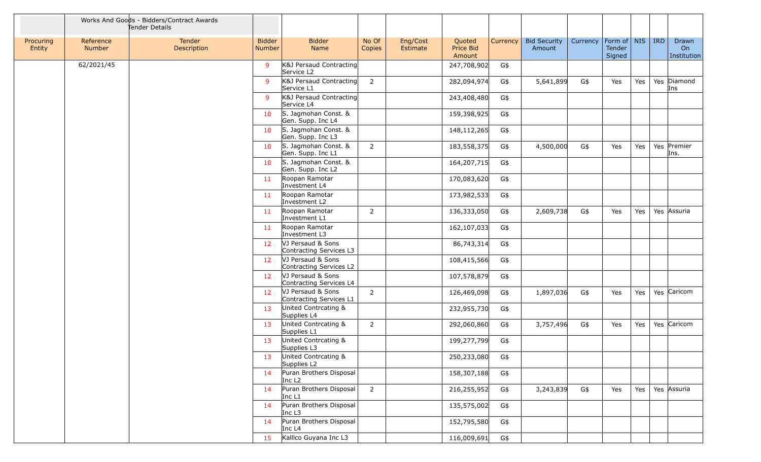| | Works And Goods - Bidders/Contract Awards Tender Details | | | | | | | | | | | | | |
|---|---|---|---|---|---|---|---|---|---|---|---|---|---|---|
| Procuring Entity | Reference Number | Tender Description | Bidder Number | Bidder Name | No Of Copies | Eng/Cost Estimate | Quoted Price Bid Amount | Currency | Bid Security Amount | Currency | Form of Tender Signed | NIS | IRD | Drawn On Institution |
| | 62/2021/45 | | 9 | K&J Persaud Contracting Service L2 | | | 247,708,902 | G$ | | | | | | |
| | | | 9 | K&J Persaud Contracting Service L1 | 2 | | 282,094,974 | G$ | 5,641,899 | G$ | Yes | Yes | Yes | Diamond Ins |
| | | | 9 | K&J Persaud Contracting Service L4 | | | 243,408,480 | G$ | | | | | | |
| | | | 10 | S. Jagmohan Const. & Gen. Supp. Inc L4 | | | 159,398,925 | G$ | | | | | | |
| | | | 10 | S. Jagmohan Const. & Gen. Supp. Inc L3 | | | 148,112,265 | G$ | | | | | | |
| | | | 10 | S. Jagmohan Const. & Gen. Supp. Inc L1 | 2 | | 183,558,375 | G$ | 4,500,000 | G$ | Yes | Yes | Yes | Premier Ins. |
| | | | 10 | S. Jagmohan Const. & Gen. Supp. Inc L2 | | | 164,207,715 | G$ | | | | | | |
| | | | 11 | Roopan Ramotar Investment L4 | | | 170,083,620 | G$ | | | | | | |
| | | | 11 | Roopan Ramotar Investment L2 | | | 173,982,533 | G$ | | | | | | |
| | | | 11 | Roopan Ramotar Investment L1 | 2 | | 136,333,050 | G$ | 2,609,738 | G$ | Yes | Yes | Yes | Assuria |
| | | | 11 | Roopan Ramotar Investment L3 | | | 162,107,033 | G$ | | | | | | |
| | | | 12 | VJ Persaud & Sons Contracting Services L3 | | | 86,743,314 | G$ | | | | | | |
| | | | 12 | VJ Persaud & Sons Contracting Services L2 | | | 108,415,566 | G$ | | | | | | |
| | | | 12 | VJ Persaud & Sons Contracting Services L4 | | | 107,578,879 | G$ | | | | | | |
| | | | 12 | VJ Persaud & Sons Contracting Services L1 | 2 | | 126,469,098 | G$ | 1,897,036 | G$ | Yes | Yes | Yes | Caricom |
| | | | 13 | United Contrcating & Supplies L4 | | | 232,955,730 | G$ | | | | | | |
| | | | 13 | United Contrcating & Supplies L1 | 2 | | 292,060,860 | G$ | 3,757,496 | G$ | Yes | Yes | Yes | Caricom |
| | | | 13 | United Contrcating & Supplies L3 | | | 199,277,799 | G$ | | | | | | |
| | | | 13 | United Contrcating & Supplies L2 | | | 250,233,080 | G$ | | | | | | |
| | | | 14 | Puran Brothers Disposal Inc L2 | | | 158,307,188 | G$ | | | | | | |
| | | | 14 | Puran Brothers Disposal Inc L1 | 2 | | 216,255,952 | G$ | 3,243,839 | G$ | Yes | Yes | Yes | Assuria |
| | | | 14 | Puran Brothers Disposal Inc L3 | | | 135,575,002 | G$ | | | | | | |
| | | | 14 | Puran Brothers Disposal Inc L4 | | | 152,795,580 | G$ | | | | | | |
| | | | 15 | Kalllco Guyana Inc L3 | | | 116,009,691 | G$ | | | | | | |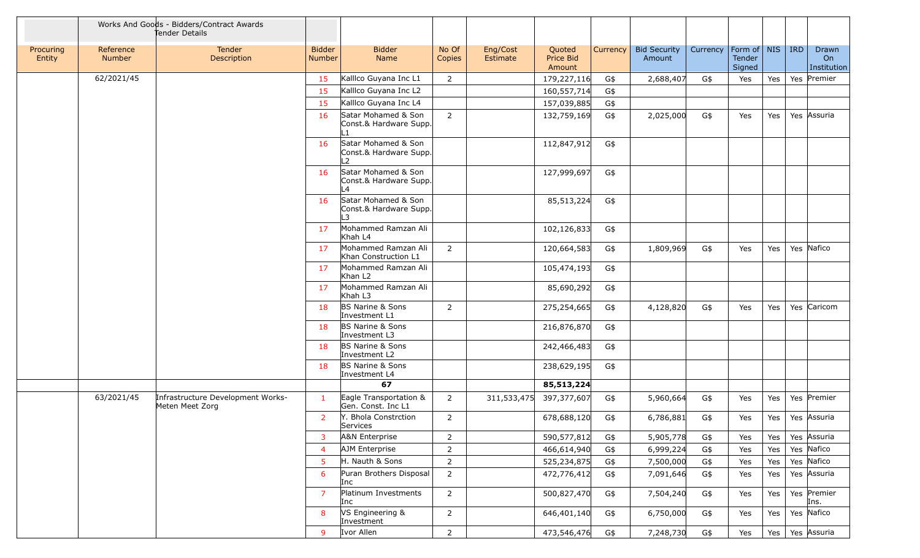| | Works And Goods - Bidders/Contract Awards Tender Details | | | | | | | | | | | | | | |
|---|---|---|---|---|---|---|---|---|---|---|---|---|---|---|---|
| Procuring Entity | Reference Number | Tender Description | Bidder Number | Bidder Name | No Of Copies | Eng/Cost Estimate | Quoted Price Bid Amount | Currency | Bid Security Amount | Currency | Form of Tender Signed | NIS | IRD | Drawn On Institution |
| | 62/2021/45 | | 15 | Kalllco Guyana Inc L1 | 2 | | 179,227,116 | G$ | 2,688,407 | G$ | Yes | Yes | Yes | Premier |
| | | | 15 | Kalllco Guyana Inc L2 | | | 160,557,714 | G$ | | | | | | |
| | | | 15 | Kalllco Guyana Inc L4 | | | 157,039,885 | G$ | | | | | | |
| | | | 16 | Satar Mohamed & Son Const.& Hardware Supp. L1 | 2 | | 132,759,169 | G$ | 2,025,000 | G$ | Yes | Yes | Yes | Assuria |
| | | | 16 | Satar Mohamed & Son Const.& Hardware Supp. L2 | | | 112,847,912 | G$ | | | | | | |
| | | | 16 | Satar Mohamed & Son Const.& Hardware Supp. L4 | | | 127,999,697 | G$ | | | | | | |
| | | | 16 | Satar Mohamed & Son Const.& Hardware Supp. L3 | | | 85,513,224 | G$ | | | | | | |
| | | | 17 | Mohammed Ramzan Ali Khah L4 | | | 102,126,833 | G$ | | | | | | |
| | | | 17 | Mohammed Ramzan Ali Khan Construction L1 | 2 | | 120,664,583 | G$ | 1,809,969 | G$ | Yes | Yes | Yes | Nafico |
| | | | 17 | Mohammed Ramzan Ali Khan L2 | | | 105,474,193 | G$ | | | | | | |
| | | | 17 | Mohammed Ramzan Ali Khah L3 | | | 85,690,292 | G$ | | | | | | |
| | | | 18 | BS Narine & Sons Investment L1 | 2 | | 275,254,665 | G$ | 4,128,820 | G$ | Yes | Yes | Yes | Caricom |
| | | | 18 | BS Narine & Sons Investment L3 | | | 216,876,870 | G$ | | | | | | |
| | | | 18 | BS Narine & Sons Investment L2 | | | 242,466,483 | G$ | | | | | | |
| | | | 18 | BS Narine & Sons Investment L4 | | | 238,629,195 | G$ | | | | | | |
| | | | | **67** | | | **85,513,224** | | | | | | | |
| | 63/2021/45 | Infrastructure Development Works-Meten Meet Zorg | 1 | Eagle Transportation & Gen. Const. Inc L1 | 2 | 311,533,475 | 397,377,607 | G$ | 5,960,664 | G$ | Yes | Yes | Yes | Premier |
| | | | 2 | Y. Bhola Constrction Services | 2 | | 678,688,120 | G$ | 6,786,881 | G$ | Yes | Yes | Yes | Assuria |
| | | | 3 | A&N Enterprise | 2 | | 590,577,812 | G$ | 5,905,778 | G$ | Yes | Yes | Yes | Assuria |
| | | | 4 | AJM Enterprise | 2 | | 466,614,940 | G$ | 6,999,224 | G$ | Yes | Yes | Yes | Nafico |
| | | | 5 | H. Nauth & Sons | 2 | | 525,234,875 | G$ | 7,500,000 | G$ | Yes | Yes | Yes | Nafico |
| | | | 6 | Puran Brothers Disposal Inc | 2 | | 472,776,412 | G$ | 7,091,646 | G$ | Yes | Yes | Yes | Assuria |
| | | | 7 | Platinum Investments Inc | 2 | | 500,827,470 | G$ | 7,504,240 | G$ | Yes | Yes | Yes | Premier Ins. |
| | | | 8 | VS Engineering & Investment | 2 | | 646,401,140 | G$ | 6,750,000 | G$ | Yes | Yes | Yes | Nafico |
| | | | 9 | Ivor Allen | 2 | | 473,546,476 | G$ | 7,248,730 | G$ | Yes | Yes | Yes | Assuria |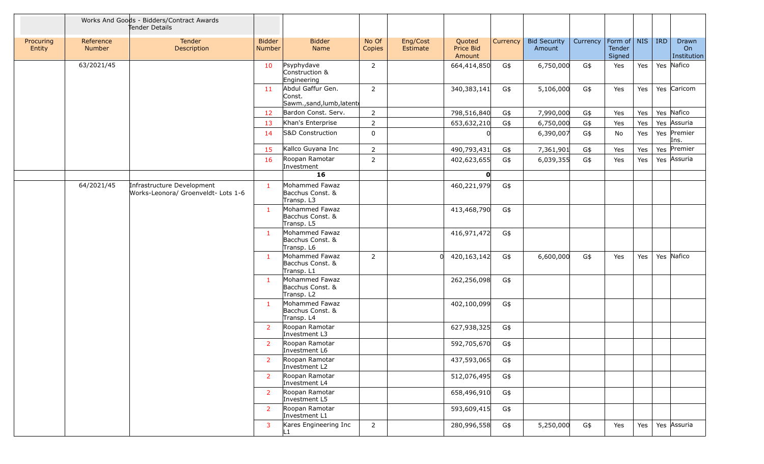| | Works And Goods - Bidders/Contract Awards Tender Details | | | | | | | | | | | | | |
|---|---|---|---|---|---|---|---|---|---|---|---|---|---|---|
| Procuring Entity | Reference Number | Tender Description | Bidder Number | Bidder Name | No Of Copies | Eng/Cost Estimate | Quoted Price Bid Amount | Currency | Bid Security Amount | Currency | Form of Tender Signed | NIS | IRD | Drawn On Institution |
| | 63/2021/45 | | 10 | Psyphydave Construction & Engineering | 2 | | 664,414,850 | G$ | 6,750,000 | G$ | Yes | Yes | Yes | Nafico |
| | | | 11 | Abdul Gaffur Gen. Const. Sawm.,sand,lumb,latent | 2 | | 340,383,141 | G$ | 5,106,000 | G$ | Yes | Yes | Yes | Caricom |
| | | | 12 | Bardon Const. Serv. | 2 | | 798,516,840 | G$ | 7,990,000 | G$ | Yes | Yes | Yes | Nafico |
| | | | 13 | Khan's Enterprise | 2 | | 653,632,210 | G$ | 6,750,000 | G$ | Yes | Yes | Yes | Assuria |
| | | | 14 | S&D Construction | 0 | | 0 | | 6,390,007 | G$ | No | Yes | Yes | Premier Ins. |
| | | | 15 | Kallco Guyana Inc | 2 | | 490,793,431 | G$ | 7,361,901 | G$ | Yes | Yes | Yes | Premier |
| | | | 16 | Roopan Ramotar Investment | 2 | | 402,623,655 | G$ | 6,039,355 | G$ | Yes | Yes | Yes | Assuria |
| | | | **16** | | | | **0** | | | | | | | |
| | 64/2021/45 | Infrastructure Development Works-Leonora/ Groenveldt- Lots 1-6 | 1 | Mohammed Fawaz Bacchus Const. & Transp. L3 | | | 460,221,979 | G$ | | | | | | |
| | | | 1 | Mohammed Fawaz Bacchus Const. & Transp. L5 | | | 413,468,790 | G$ | | | | | | |
| | | | 1 | Mohammed Fawaz Bacchus Const. & Transp. L6 | | | 416,971,472 | G$ | | | | | | |
| | | | 1 | Mohammed Fawaz Bacchus Const. & Transp. L1 | 2 | 0 | 420,163,142 | G$ | 6,600,000 | G$ | Yes | Yes | Yes | Nafico |
| | | | 1 | Mohammed Fawaz Bacchus Const. & Transp. L2 | | | 262,256,098 | G$ | | | | | | |
| | | | 1 | Mohammed Fawaz Bacchus Const. & Transp. L4 | | | 402,100,099 | G$ | | | | | | |
| | | | 2 | Roopan Ramotar Investment L3 | | | 627,938,325 | G$ | | | | | | |
| | | | 2 | Roopan Ramotar Investment L6 | | | 592,705,670 | G$ | | | | | | |
| | | | 2 | Roopan Ramotar Investment L2 | | | 437,593,065 | G$ | | | | | | |
| | | | 2 | Roopan Ramotar Investment L4 | | | 512,076,495 | G$ | | | | | | |
| | | | 2 | Roopan Ramotar Investment L5 | | | 658,496,910 | G$ | | | | | | |
| | | | 2 | Roopan Ramotar Investment L1 | | | 593,609,415 | G$ | | | | | | |
| | | | 3 | Kares Engineering Inc L1 | 2 | | 280,996,558 | G$ | 5,250,000 | G$ | Yes | Yes | Yes | Assuria |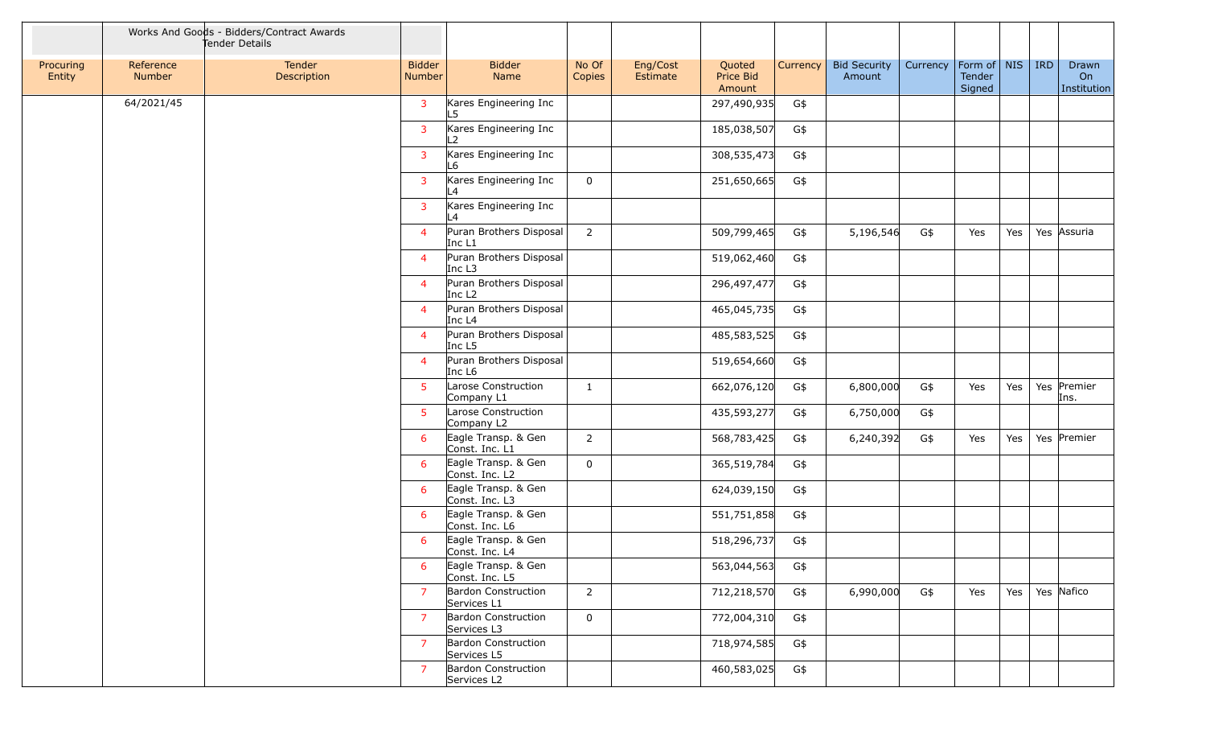| | | Works And Goods - Bidders/Contract Awards Tender Details | | | | | | | | | | | | |
|---|---|---|---|---|---|---|---|---|---|---|---|---|---|---|
| Procuring Entity | Reference Number | Tender Description | Bidder Number | Bidder Name | No Of Copies | Eng/Cost Estimate | Quoted Price Bid Amount | Currency | Bid Security Amount | Currency | Form of Tender Signed | NIS | IRD | Drawn On Institution |
| | 64/2021/45 | | 3 | Kares Engineering Inc L5 | | | 297,490,935 | G$ | | | | | | |
| | | | 3 | Kares Engineering Inc L2 | | | 185,038,507 | G$ | | | | | | |
| | | | 3 | Kares Engineering Inc L6 | | | 308,535,473 | G$ | | | | | | |
| | | | 3 | Kares Engineering Inc L4 | 0 | | 251,650,665 | G$ | | | | | | |
| | | | 3 | Kares Engineering Inc L4 | | | | | | | | | | |
| | | | 4 | Puran Brothers Disposal Inc L1 | 2 | | 509,799,465 | G$ | 5,196,546 | G$ | Yes | Yes | Yes | Assuria |
| | | | 4 | Puran Brothers Disposal Inc L3 | | | 519,062,460 | G$ | | | | | | |
| | | | 4 | Puran Brothers Disposal Inc L2 | | | 296,497,477 | G$ | | | | | | |
| | | | 4 | Puran Brothers Disposal Inc L4 | | | 465,045,735 | G$ | | | | | | |
| | | | 4 | Puran Brothers Disposal Inc L5 | | | 485,583,525 | G$ | | | | | | |
| | | | 4 | Puran Brothers Disposal Inc L6 | | | 519,654,660 | G$ | | | | | | |
| | | | 5 | Larose Construction Company L1 | 1 | | 662,076,120 | G$ | 6,800,000 | G$ | Yes | Yes | Yes | Premier Ins. |
| | | | 5 | Larose Construction Company L2 | | | 435,593,277 | G$ | 6,750,000 | G$ | | | | |
| | | | 6 | Eagle Transp. & Gen Const. Inc. L1 | 2 | | 568,783,425 | G$ | 6,240,392 | G$ | Yes | Yes | Yes | Premier |
| | | | 6 | Eagle Transp. & Gen Const. Inc. L2 | 0 | | 365,519,784 | G$ | | | | | | |
| | | | 6 | Eagle Transp. & Gen Const. Inc. L3 | | | 624,039,150 | G$ | | | | | | |
| | | | 6 | Eagle Transp. & Gen Const. Inc. L6 | | | 551,751,858 | G$ | | | | | | |
| | | | 6 | Eagle Transp. & Gen Const. Inc. L4 | | | 518,296,737 | G$ | | | | | | |
| | | | 6 | Eagle Transp. & Gen Const. Inc. L5 | | | 563,044,563 | G$ | | | | | | |
| | | | 7 | Bardon Construction Services L1 | 2 | | 712,218,570 | G$ | 6,990,000 | G$ | Yes | Yes | Yes | Nafico |
| | | | 7 | Bardon Construction Services L3 | 0 | | 772,004,310 | G$ | | | | | | |
| | | | 7 | Bardon Construction Services L5 | | | 718,974,585 | G$ | | | | | | |
| | | | 7 | Bardon Construction Services L2 | | | 460,583,025 | G$ | | | | | | |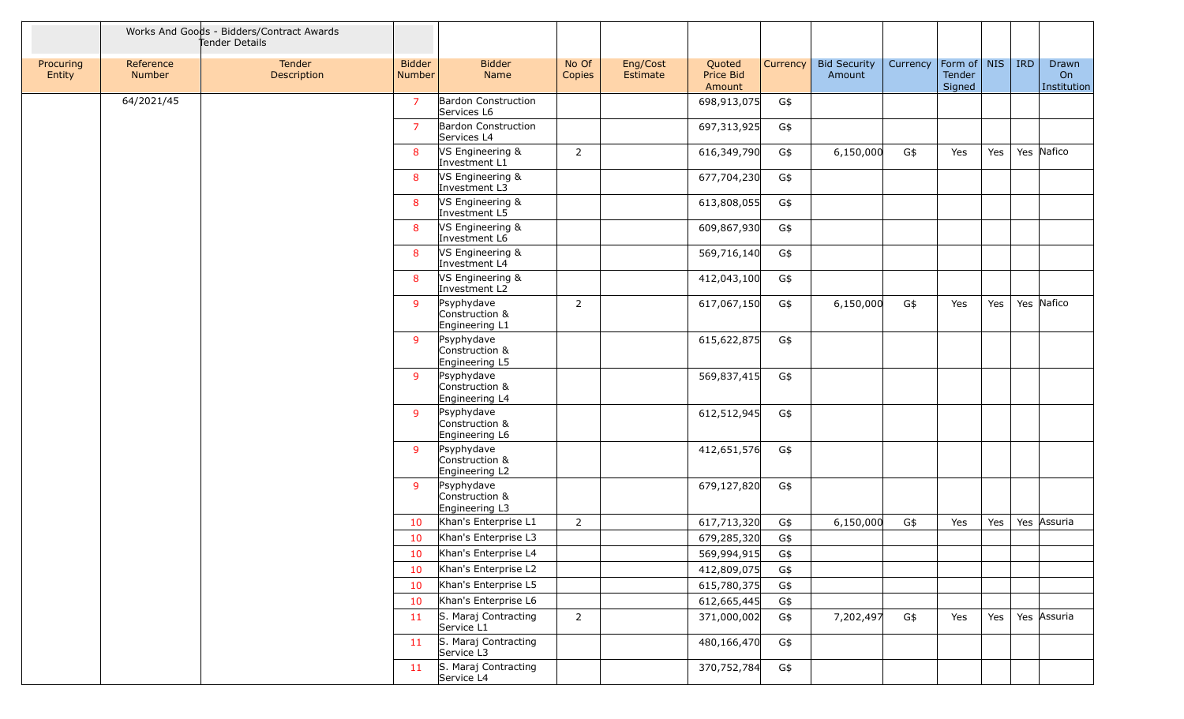| | Works And Goods - Bidders/Contract Awards Tender Details | | | | | | | | | | | | | |
|---|---|---|---|---|---|---|---|---|---|---|---|---|---|---|
| Procuring Entity | Reference Number | Tender Description | Bidder Number | Bidder Name | No Of Copies | Eng/Cost Estimate | Quoted Price Bid Amount | Currency | Bid Security Amount | Currency | Form of Tender Signed | NIS | IRD | Drawn On Institution |
| | 64/2021/45 | | 7 | Bardon Construction Services L6 | | | 698,913,075 | G$ | | | | | | |
| | | | 7 | Bardon Construction Services L4 | | | 697,313,925 | G$ | | | | | | |
| | | | 8 | VS Engineering & Investment L1 | 2 | | 616,349,790 | G$ | 6,150,000 | G$ | Yes | Yes | Yes | Nafico |
| | | | 8 | VS Engineering & Investment L3 | | | 677,704,230 | G$ | | | | | | |
| | | | 8 | VS Engineering & Investment L5 | | | 613,808,055 | G$ | | | | | | |
| | | | 8 | VS Engineering & Investment L6 | | | 609,867,930 | G$ | | | | | | |
| | | | 8 | VS Engineering & Investment L4 | | | 569,716,140 | G$ | | | | | | |
| | | | 8 | VS Engineering & Investment L2 | | | 412,043,100 | G$ | | | | | | |
| | | | 9 | Psyphydave Construction & Engineering L1 | 2 | | 617,067,150 | G$ | 6,150,000 | G$ | Yes | Yes | Yes | Nafico |
| | | | 9 | Psyphydave Construction & Engineering L5 | | | 615,622,875 | G$ | | | | | | |
| | | | 9 | Psyphydave Construction & Engineering L4 | | | 569,837,415 | G$ | | | | | | |
| | | | 9 | Psyphydave Construction & Engineering L6 | | | 612,512,945 | G$ | | | | | | |
| | | | 9 | Psyphydave Construction & Engineering L2 | | | 412,651,576 | G$ | | | | | | |
| | | | 9 | Psyphydave Construction & Engineering L3 | | | 679,127,820 | G$ | | | | | | |
| | | | 10 | Khan's Enterprise L1 | 2 | | 617,713,320 | G$ | 6,150,000 | G$ | Yes | Yes | Yes | Assuria |
| | | | 10 | Khan's Enterprise L3 | | | 679,285,320 | G$ | | | | | | |
| | | | 10 | Khan's Enterprise L4 | | | 569,994,915 | G$ | | | | | | |
| | | | 10 | Khan's Enterprise L2 | | | 412,809,075 | G$ | | | | | | |
| | | | 10 | Khan's Enterprise L5 | | | 615,780,375 | G$ | | | | | | |
| | | | 10 | Khan's Enterprise L6 | | | 612,665,445 | G$ | | | | | | |
| | | | 11 | S. Maraj Contracting Service L1 | 2 | | 371,000,002 | G$ | 7,202,497 | G$ | Yes | Yes | Yes | Assuria |
| | | | 11 | S. Maraj Contracting Service L3 | | | 480,166,470 | G$ | | | | | | |
| | | | 11 | S. Maraj Contracting Service L4 | | | 370,752,784 | G$ | | | | | | |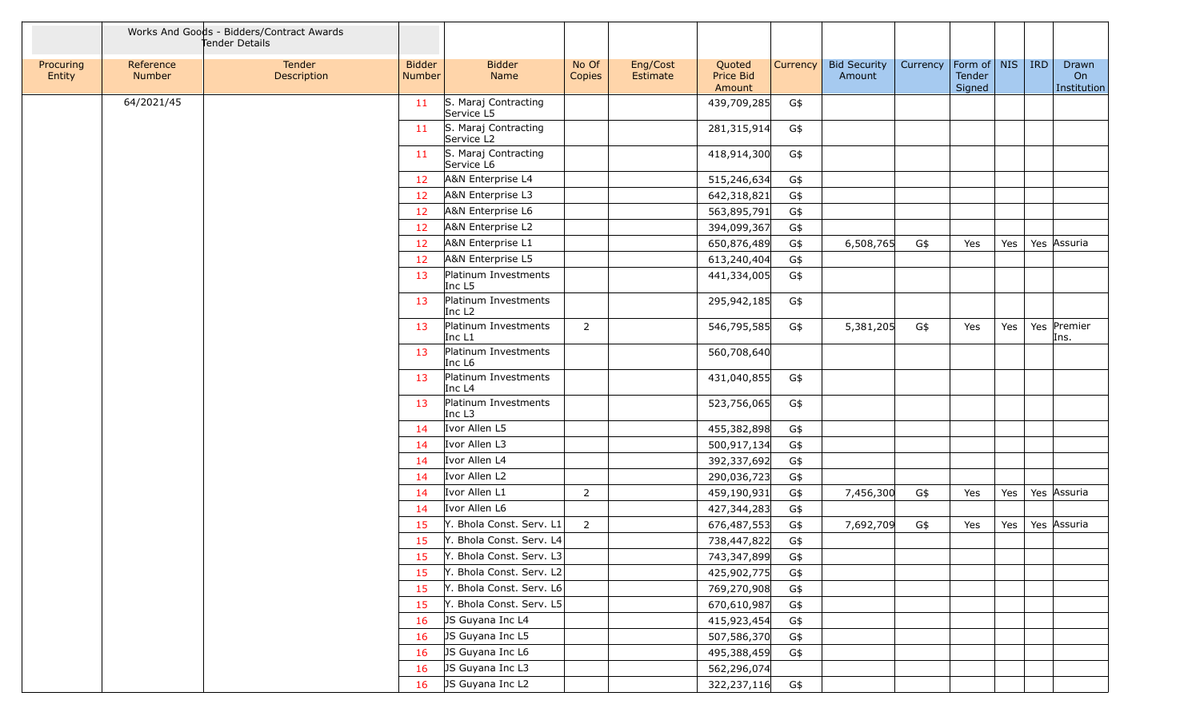| | Works And Goods - Bidders/Contract Awards Tender Details | | | | | | | | | | | | | |
|---|---|---|---|---|---|---|---|---|---|---|---|---|---|---|
| Procuring Entity | Reference Number | Tender Description | Bidder Number | Bidder Name | No Of Copies | Eng/Cost Estimate | Quoted Price Bid Amount | Currency | Bid Security Amount | Currency | Form of Tender Signed | NIS | IRD | Drawn On Institution |
| | 64/2021/45 | | 11 | S. Maraj Contracting Service L5 | | | 439,709,285 | G$ | | | | | | |
| | | | 11 | S. Maraj Contracting Service L2 | | | 281,315,914 | G$ | | | | | | |
| | | | 11 | S. Maraj Contracting Service L6 | | | 418,914,300 | G$ | | | | | | |
| | | | 12 | A&N Enterprise L4 | | | 515,246,634 | G$ | | | | | | |
| | | | 12 | A&N Enterprise L3 | | | 642,318,821 | G$ | | | | | | |
| | | | 12 | A&N Enterprise L6 | | | 563,895,791 | G$ | | | | | | |
| | | | 12 | A&N Enterprise L2 | | | 394,099,367 | G$ | | | | | | |
| | | | 12 | A&N Enterprise L1 | | | 650,876,489 | G$ | 6,508,765 | G$ | Yes | Yes | Yes | Assuria |
| | | | 12 | A&N Enterprise L5 | | | 613,240,404 | G$ | | | | | | |
| | | | 13 | Platinum Investments Inc L5 | | | 441,334,005 | G$ | | | | | | |
| | | | 13 | Platinum Investments Inc L2 | | | 295,942,185 | G$ | | | | | | |
| | | | 13 | Platinum Investments Inc L1 | 2 | | 546,795,585 | G$ | 5,381,205 | G$ | Yes | Yes | Yes | Premier Ins. |
| | | | 13 | Platinum Investments Inc L6 | | | 560,708,640 | | | | | | | |
| | | | 13 | Platinum Investments Inc L4 | | | 431,040,855 | G$ | | | | | | |
| | | | 13 | Platinum Investments Inc L3 | | | 523,756,065 | G$ | | | | | | |
| | | | 14 | Ivor Allen L5 | | | 455,382,898 | G$ | | | | | | |
| | | | 14 | Ivor Allen L3 | | | 500,917,134 | G$ | | | | | | |
| | | | 14 | Ivor Allen L4 | | | 392,337,692 | G$ | | | | | | |
| | | | 14 | Ivor Allen L2 | | | 290,036,723 | G$ | | | | | | |
| | | | 14 | Ivor Allen L1 | 2 | | 459,190,931 | G$ | 7,456,300 | G$ | Yes | Yes | Yes | Assuria |
| | | | 14 | Ivor Allen L6 | | | 427,344,283 | G$ | | | | | | |
| | | | 15 | Y. Bhola Const. Serv. L1 | 2 | | 676,487,553 | G$ | 7,692,709 | G$ | Yes | Yes | Yes | Assuria |
| | | | 15 | Y. Bhola Const. Serv. L4 | | | 738,447,822 | G$ | | | | | | |
| | | | 15 | Y. Bhola Const. Serv. L3 | | | 743,347,899 | G$ | | | | | | |
| | | | 15 | Y. Bhola Const. Serv. L2 | | | 425,902,775 | G$ | | | | | | |
| | | | 15 | Y. Bhola Const. Serv. L6 | | | 769,270,908 | G$ | | | | | | |
| | | | 15 | Y. Bhola Const. Serv. L5 | | | 670,610,987 | G$ | | | | | | |
| | | | 16 | JS Guyana Inc L4 | | | 415,923,454 | G$ | | | | | | |
| | | | 16 | JS Guyana Inc L5 | | | 507,586,370 | G$ | | | | | | |
| | | | 16 | JS Guyana Inc L6 | | | 495,388,459 | G$ | | | | | | |
| | | | 16 | JS Guyana Inc L3 | | | 562,296,074 | | | | | | | |
| | | | 16 | JS Guyana Inc L2 | | | 322,237,116 | G$ | | | | | | |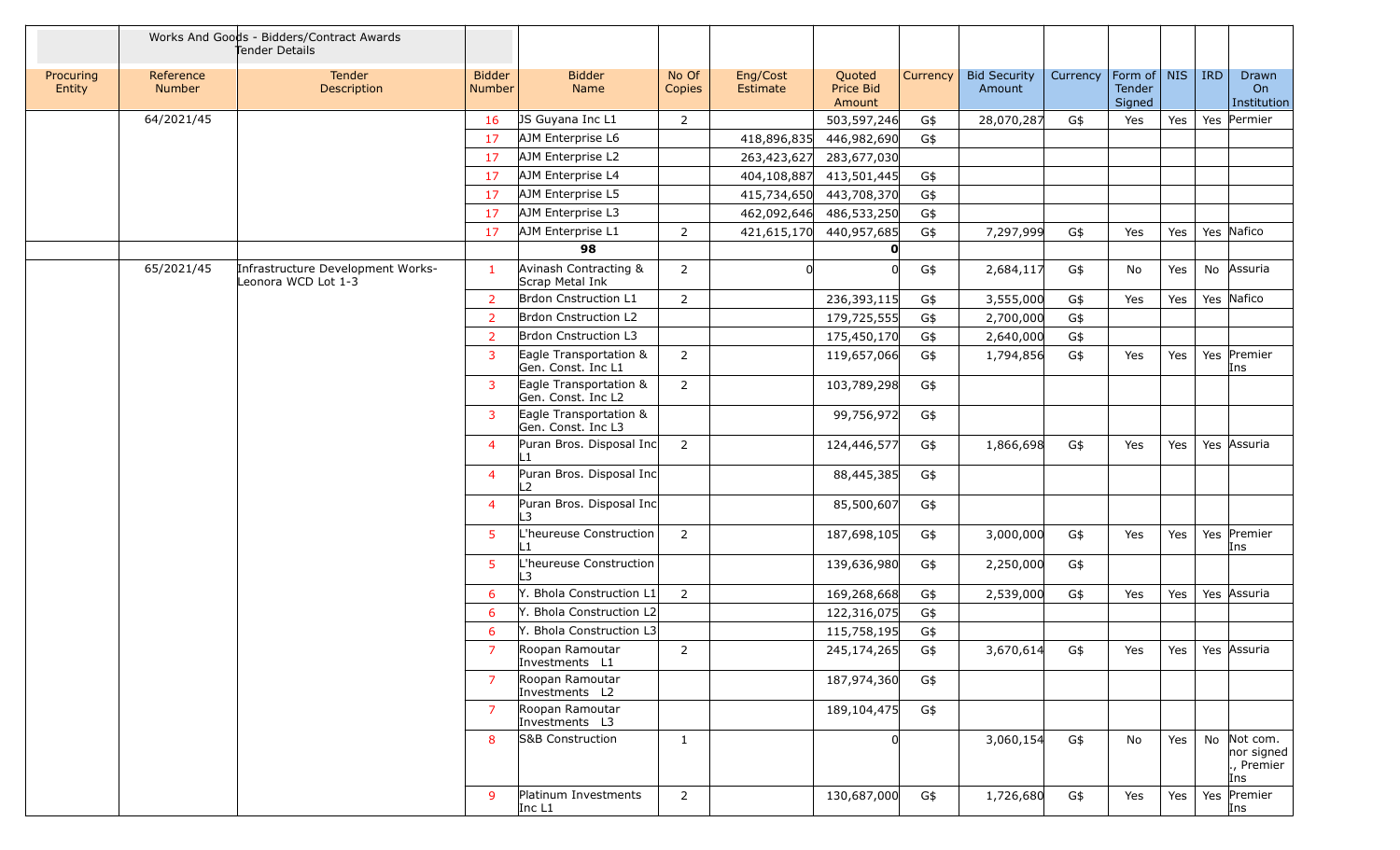| | Works And Goods - Bidders/Contract Awards Tender Details | | | | | | | | | | | | | | |
|---|---|---|---|---|---|---|---|---|---|---|---|---|---|---|---|
| Procuring Entity | Reference Number | Tender Description | Bidder Number | Bidder Name | No Of Copies | Eng/Cost Estimate | Quoted Price Bid Amount | Currency | Bid Security Amount | Currency | Form of Tender Signed | NIS | IRD | Drawn On Institution |
| | 64/2021/45 | | 16 | JS Guyana Inc L1 | 2 | | 503,597,246 | G$ | 28,070,287 | G$ | Yes | Yes | Yes | Permier |
| | | | 17 | AJM Enterprise L6 | | 418,896,835 | 446,982,690 | G$ | | | | | | |
| | | | 17 | AJM Enterprise L2 | | 263,423,627 | 283,677,030 | | | | | | | |
| | | | 17 | AJM Enterprise L4 | | 404,108,887 | 413,501,445 | G$ | | | | | | |
| | | | 17 | AJM Enterprise L5 | | 415,734,650 | 443,708,370 | G$ | | | | | | |
| | | | 17 | AJM Enterprise L3 | | 462,092,646 | 486,533,250 | G$ | | | | | | |
| | | | 17 | AJM Enterprise L1 | 2 | 421,615,170 | 440,957,685 | G$ | 7,297,999 | G$ | Yes | Yes | Yes | Nafico |
| | | | | **98** | | | **0** | | | | | | | |
| | 65/2021/45 | Infrastructure Development Works-Leonora WCD Lot 1-3 | 1 | Avinash Contracting & Scrap Metal Ink | 2 | 0 | 0 | G$ | 2,684,117 | G$ | No | Yes | No | Assuria |
| | | | 2 | Brdon Cnstruction L1 | 2 | | 236,393,115 | G$ | 3,555,000 | G$ | Yes | Yes | Yes | Nafico |
| | | | 2 | Brdon Cnstruction L2 | | | 179,725,555 | G$ | 2,700,000 | G$ | | | | |
| | | | 2 | Brdon Cnstruction L3 | | | 175,450,170 | G$ | 2,640,000 | G$ | | | | |
| | | | 3 | Eagle Transportation & Gen. Const. Inc L1 | 2 | | 119,657,066 | G$ | 1,794,856 | G$ | Yes | Yes | Yes | Premier Ins |
| | | | 3 | Eagle Transportation & Gen. Const. Inc L2 | 2 | | 103,789,298 | G$ | | | | | | |
| | | | 3 | Eagle Transportation & Gen. Const. Inc L3 | | | 99,756,972 | G$ | | | | | | |
| | | | 4 | Puran Bros. Disposal Inc L1 | 2 | | 124,446,577 | G$ | 1,866,698 | G$ | Yes | Yes | Yes | Assuria |
| | | | 4 | Puran Bros. Disposal Inc L2 | | | 88,445,385 | G$ | | | | | | |
| | | | 4 | Puran Bros. Disposal Inc L3 | | | 85,500,607 | G$ | | | | | | |
| | | | 5 | L'heureuse Construction L1 | 2 | | 187,698,105 | G$ | 3,000,000 | G$ | Yes | Yes | Yes | Premier Ins |
| | | | 5 | L'heureuse Construction L3 | | | 139,636,980 | G$ | 2,250,000 | G$ | | | | |
| | | | 6 | Y. Bhola Construction L1 | 2 | | 169,268,668 | G$ | 2,539,000 | G$ | Yes | Yes | Yes | Assuria |
| | | | 6 | Y. Bhola Construction L2 | | | 122,316,075 | G$ | | | | | | |
| | | | 6 | Y. Bhola Construction L3 | | | 115,758,195 | G$ | | | | | | |
| | | | 7 | Roopan Ramoutar Investments L1 | 2 | | 245,174,265 | G$ | 3,670,614 | G$ | Yes | Yes | Yes | Assuria |
| | | | 7 | Roopan Ramoutar Investments L2 | | | 187,974,360 | G$ | | | | | | |
| | | | 7 | Roopan Ramoutar Investments L3 | | | 189,104,475 | G$ | | | | | | |
| | | | 8 | S&B Construction | 1 | | 0 | | 3,060,154 | G$ | No | Yes | No | Not com. nor signed ., Premier Ins |
| | | | 9 | Platinum Investments Inc L1 | 2 | | 130,687,000 | G$ | 1,726,680 | G$ | Yes | Yes | Yes | Premier Ins |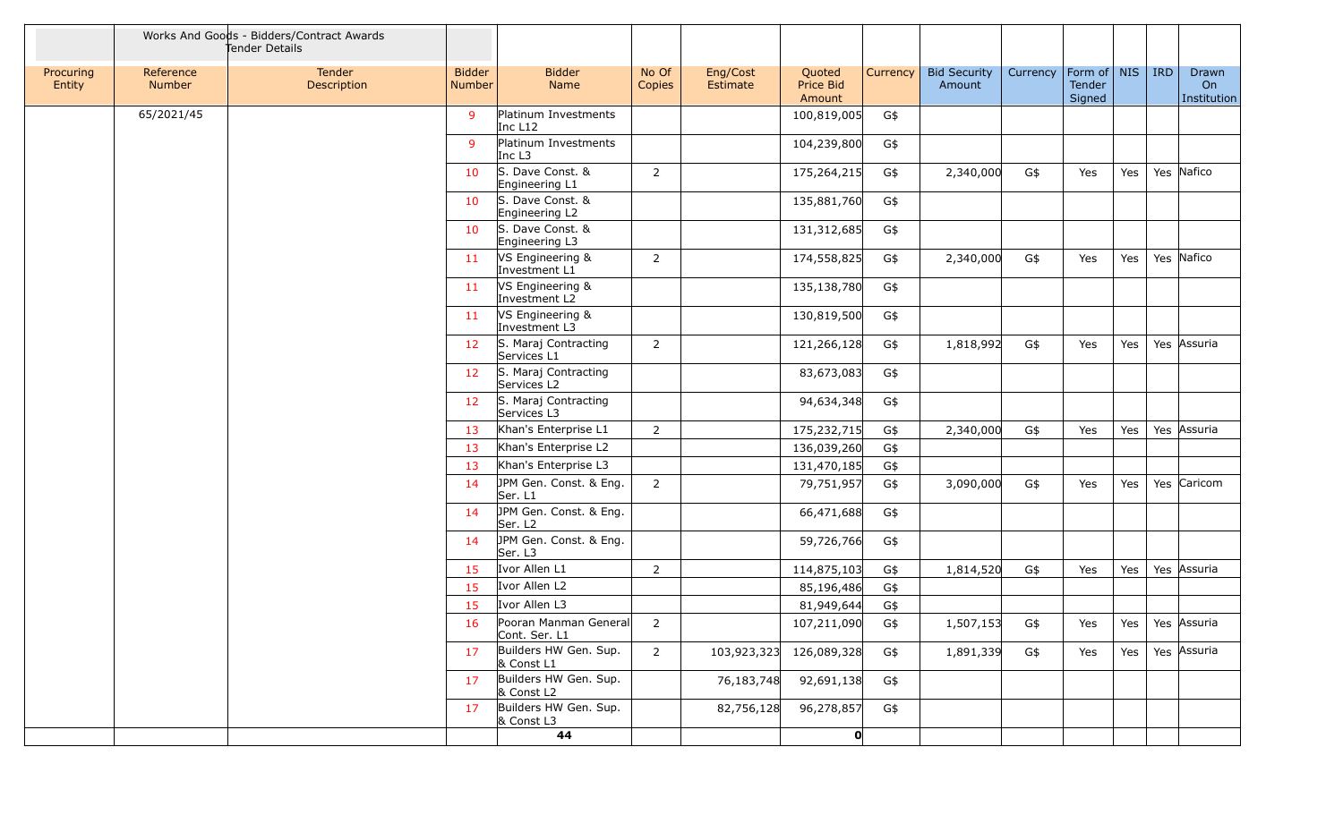| | Works And Goods - Bidders/Contract Awards Tender Details | | | | | | | | | | | | | |
|---|---|---|---|---|---|---|---|---|---|---|---|---|---|---|
| Procuring Entity | Reference Number | Tender Description | Bidder Number | Bidder Name | No Of Copies | Eng/Cost Estimate | Quoted Price Bid Amount | Currency | Bid Security Amount | Currency | Form of Tender Signed | NIS | IRD | Drawn On Institution |
| | 65/2021/45 | | 9 | Platinum Investments Inc L12 | | | 100,819,005 | G$ | | | | | | |
| | | | 9 | Platinum Investments Inc L3 | | | 104,239,800 | G$ | | | | | | |
| | | | 10 | S. Dave Const. & Engineering L1 | 2 | | 175,264,215 | G$ | 2,340,000 | G$ | Yes | Yes | Yes | Nafico |
| | | | 10 | S. Dave Const. & Engineering L2 | | | 135,881,760 | G$ | | | | | | |
| | | | 10 | S. Dave Const. & Engineering L3 | | | 131,312,685 | G$ | | | | | | |
| | | | 11 | VS Engineering & Investment L1 | 2 | | 174,558,825 | G$ | 2,340,000 | G$ | Yes | Yes | Yes | Nafico |
| | | | 11 | VS Engineering & Investment L2 | | | 135,138,780 | G$ | | | | | | |
| | | | 11 | VS Engineering & Investment L3 | | | 130,819,500 | G$ | | | | | | |
| | | | 12 | S. Maraj Contracting Services L1 | 2 | | 121,266,128 | G$ | 1,818,992 | G$ | Yes | Yes | Yes | Assuria |
| | | | 12 | S. Maraj Contracting Services L2 | | | 83,673,083 | G$ | | | | | | |
| | | | 12 | S. Maraj Contracting Services L3 | | | 94,634,348 | G$ | | | | | | |
| | | | 13 | Khan's Enterprise L1 | 2 | | 175,232,715 | G$ | 2,340,000 | G$ | Yes | Yes | Yes | Assuria |
| | | | 13 | Khan's Enterprise L2 | | | 136,039,260 | G$ | | | | | | |
| | | | 13 | Khan's Enterprise L3 | | | 131,470,185 | G$ | | | | | | |
| | | | 14 | JPM Gen. Const. & Eng. Ser. L1 | 2 | | 79,751,957 | G$ | 3,090,000 | G$ | Yes | Yes | Yes | Caricom |
| | | | 14 | JPM Gen. Const. & Eng. Ser. L2 | | | 66,471,688 | G$ | | | | | | |
| | | | 14 | JPM Gen. Const. & Eng. Ser. L3 | | | 59,726,766 | G$ | | | | | | |
| | | | 15 | Ivor Allen L1 | 2 | | 114,875,103 | G$ | 1,814,520 | G$ | Yes | Yes | Yes | Assuria |
| | | | 15 | Ivor Allen L2 | | | 85,196,486 | G$ | | | | | | |
| | | | 15 | Ivor Allen L3 | | | 81,949,644 | G$ | | | | | | |
| | | | 16 | Pooran Manman General Cont. Ser. L1 | 2 | | 107,211,090 | G$ | 1,507,153 | G$ | Yes | Yes | Yes | Assuria |
| | | | 17 | Builders HW Gen. Sup. & Const L1 | 2 | 103,923,323 | 126,089,328 | G$ | 1,891,339 | G$ | Yes | Yes | Yes | Assuria |
| | | | 17 | Builders HW Gen. Sup. & Const L2 | | 76,183,748 | 92,691,138 | G$ | | | | | | |
| | | | 17 | Builders HW Gen. Sup. & Const L3 | | 82,756,128 | 96,278,857 | G$ | | | | | | |
| | | | | 44 | | | 0 | | | | | | | |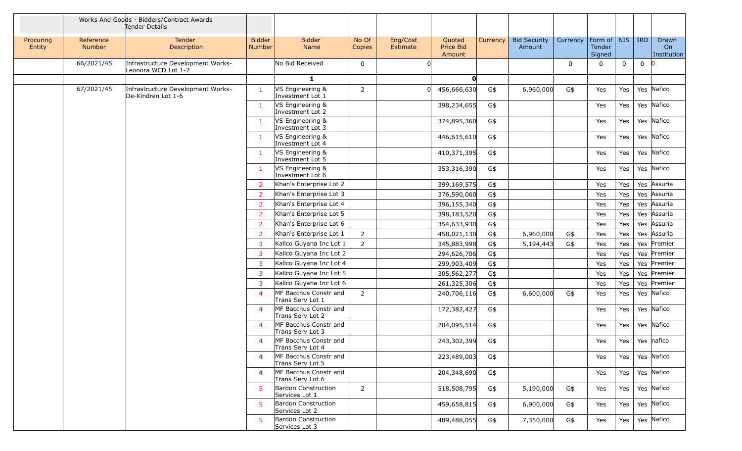| Procuring Entity | Reference Number | Works And Goods - Bidders/Contract Awards<br>Tender Details<br>Tender Description | Bidder Number | Bidder Name | No Of Copies | Eng/Cost Estimate | Quoted Price Bid Amount | Currency | Bid Security Amount | Currency | Form of Tender Signed | NIS | IRD | Drawn On Institution |
|---|---|---|---|---|---|---|---|---|---|---|---|---|---|---|
| | 66/2021/45 | Infrastructure Development Works- Leonora WCD Lot 1-2 | | No Bid Received | 0 | 0 | | | | 0 | 0 | 0 | 0 | 0 |
| | | | | 1 | | | 0 | | | | | | | |
| | 67/2021/45 | Infrastructure Development Works- De-Kindren Lot 1-6 | 1 | VS Engineering & Investment Lot 1 | 2 | 0 | 456,666,630 | G$ | 6,960,000 | G$ | Yes | Yes | Yes | Nafico |
| | | | 1 | VS Engineering & Investment Lot 2 | | | 398,234,655 | G$ | | | Yes | Yes | Yes | Nafico |
| | | | 1 | VS Engineering & Investment Lot 3 | | | 374,895,360 | G$ | | | Yes | Yes | Yes | Nafico |
| | | | 1 | VS Engineering & Investment Lot 4 | | | 446,615,610 | G$ | | | Yes | Yes | Yes | Nafico |
| | | | 1 | VS Engineering & Investment Lot 5 | | | 410,371,395 | G$ | | | Yes | Yes | Yes | Nafico |
| | | | 1 | VS Engineering & Investment Lot 6 | | | 353,316,390 | G$ | | | Yes | Yes | Yes | Nafico |
| | | | 2 | Khan's Enterprise Lot 2 | | | 399,169,575 | G$ | | | Yes | Yes | Yes | Assuria |
| | | | 2 | Khan's Enterprise Lot 3 | | | 376,590,060 | G$ | | | Yes | Yes | Yes | Assuria |
| | | | 2 | Khan's Enterprise Lot 4 | | | 396,155,340 | G$ | | | Yes | Yes | Yes | Assuria |
| | | | 2 | Khan's Enterprise Lot 5 | | | 398,183,520 | G$ | | | Yes | Yes | Yes | Assuria |
| | | | 2 | Khan's Enterprise Lot 6 | | | 354,633,930 | G$ | | | Yes | Yes | Yes | Assuria |
| | | | 2 | Khan's Enterprise Lot 1 | 2 | | 458,021,130 | G$ | 6,960,000 | G$ | Yes | Yes | Yes | Assuria |
| | | | 3 | Kallco Guyana Inc Lot 1 | 2 | | 345,883,998 | G$ | 5,194,443 | G$ | Yes | Yes | Yes | Premier |
| | | | 3 | Kallco Guyana Inc Lot 2 | | | 294,626,706 | G$ | | | Yes | Yes | Yes | Premier |
| | | | 3 | Kallco Guyana Inc Lot 4 | | | 299,903,409 | G$ | | | Yes | Yes | Yes | Premier |
| | | | 3 | Kallco Guyana Inc Lot 5 | | | 305,562,277 | G$ | | | Yes | Yes | Yes | Premier |
| | | | 3 | Kallco Guyana Inc Lot 6 | | | 261,325,306 | G$ | | | Yes | Yes | Yes | Premier |
| | | | 4 | MF Bacchus Constr and Trans Serv Lot 1 | 2 | | 240,706,116 | G$ | 6,600,000 | G$ | Yes | Yes | Yes | Nafico |
| | | | 4 | MF Bacchus Constr and Trans Serv Lot 2 | | | 172,382,427 | G$ | | | Yes | Yes | Yes | Nafico |
| | | | 4 | MF Bacchus Constr and Trans Serv Lot 3 | | | 204,095,514 | G$ | | | Yes | Yes | Yes | Nafico |
| | | | 4 | MF Bacchus Constr and Trans Serv Lot 4 | | | 243,302,399 | G$ | | | Yes | Yes | Yes | nafico |
| | | | 4 | MF Bacchus Constr and Trans Serv Lot 5 | | | 223,489,003 | G$ | | | Yes | Yes | Yes | Nafico |
| | | | 4 | MF Bacchus Constr and Trans Serv Lot 6 | | | 204,348,690 | G$ | | | Yes | Yes | Yes | Nafico |
| | | | 5 | Bardon Construction Services Lot 1 | 2 | | 518,508,795 | G$ | 5,190,000 | G$ | Yes | Yes | Yes | Nafico |
| | | | 5 | Bardon Construction Services Lot 2 | | | 459,658,815 | G$ | 6,900,000 | G$ | Yes | Yes | Yes | Nafico |
| | | | 5 | Bardon Construction Services Lot 3 | | | 489,488,055 | G$ | 7,350,000 | G$ | Yes | Yes | Yes | Nafico |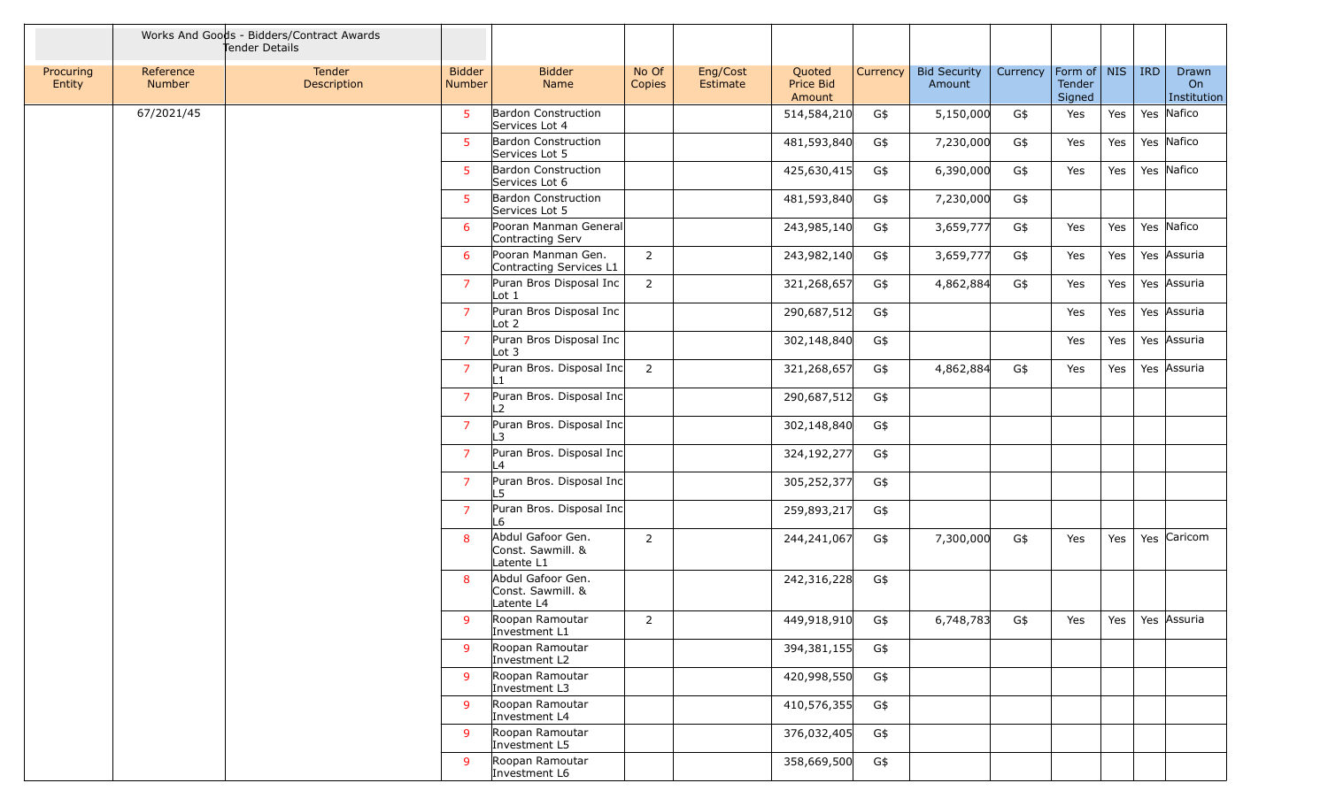| | Works And Goods - Bidders/Contract Awards Tender Details | | | | | | | | | | | | | | |
|---|---|---|---|---|---|---|---|---|---|---|---|---|---|---|---|
| Procuring Entity | Reference Number | Tender Description | Bidder Number | Bidder Name | No Of Copies | Eng/Cost Estimate | Quoted Price Bid Amount | Currency | Bid Security Amount | Currency | Form of Tender Signed | NIS | IRD | Drawn On Institution |
| | 67/2021/45 | | 5 | Bardon Construction Services Lot 4 | | | 514,584,210 | G$ | 5,150,000 | G$ | Yes | Yes | Yes | Nafico |
| | | | 5 | Bardon Construction Services Lot 5 | | | 481,593,840 | G$ | 7,230,000 | G$ | Yes | Yes | Yes | Nafico |
| | | | 5 | Bardon Construction Services Lot 6 | | | 425,630,415 | G$ | 6,390,000 | G$ | Yes | Yes | Yes | Nafico |
| | | | 5 | Bardon Construction Services Lot 5 | | | 481,593,840 | G$ | 7,230,000 | G$ | | | | |
| | | | 6 | Pooran Manman General Contracting Serv | | | 243,985,140 | G$ | 3,659,777 | G$ | Yes | Yes | Yes | Nafico |
| | | | 6 | Pooran Manman Gen. Contracting Services L1 | 2 | | 243,982,140 | G$ | 3,659,777 | G$ | Yes | Yes | Yes | Assuria |
| | | | 7 | Puran Bros Disposal Inc Lot 1 | 2 | | 321,268,657 | G$ | 4,862,884 | G$ | Yes | Yes | Yes | Assuria |
| | | | 7 | Puran Bros Disposal Inc Lot 2 | | | 290,687,512 | G$ | | | Yes | Yes | Yes | Assuria |
| | | | 7 | Puran Bros Disposal Inc Lot 3 | | | 302,148,840 | G$ | | | Yes | Yes | Yes | Assuria |
| | | | 7 | Puran Bros. Disposal Inc L1 | 2 | | 321,268,657 | G$ | 4,862,884 | G$ | Yes | Yes | Yes | Assuria |
| | | | 7 | Puran Bros. Disposal Inc L2 | | | 290,687,512 | G$ | | | | | | |
| | | | 7 | Puran Bros. Disposal Inc L3 | | | 302,148,840 | G$ | | | | | | |
| | | | 7 | Puran Bros. Disposal Inc L4 | | | 324,192,277 | G$ | | | | | | |
| | | | 7 | Puran Bros. Disposal Inc L5 | | | 305,252,377 | G$ | | | | | | |
| | | | 7 | Puran Bros. Disposal Inc L6 | | | 259,893,217 | G$ | | | | | | |
| | | | 8 | Abdul Gafoor Gen. Const. Sawmill. & Latente L1 | 2 | | 244,241,067 | G$ | 7,300,000 | G$ | Yes | Yes | Yes | Caricom |
| | | | 8 | Abdul Gafoor Gen. Const. Sawmill. & Latente L4 | | | 242,316,228 | G$ | | | | | | |
| | | | 9 | Roopan Ramoutar Investment L1 | 2 | | 449,918,910 | G$ | 6,748,783 | G$ | Yes | Yes | Yes | Assuria |
| | | | 9 | Roopan Ramoutar Investment L2 | | | 394,381,155 | G$ | | | | | | |
| | | | 9 | Roopan Ramoutar Investment L3 | | | 420,998,550 | G$ | | | | | | |
| | | | 9 | Roopan Ramoutar Investment L4 | | | 410,576,355 | G$ | | | | | | |
| | | | 9 | Roopan Ramoutar Investment L5 | | | 376,032,405 | G$ | | | | | | |
| | | | 9 | Roopan Ramoutar Investment L6 | | | 358,669,500 | G$ | | | | | | |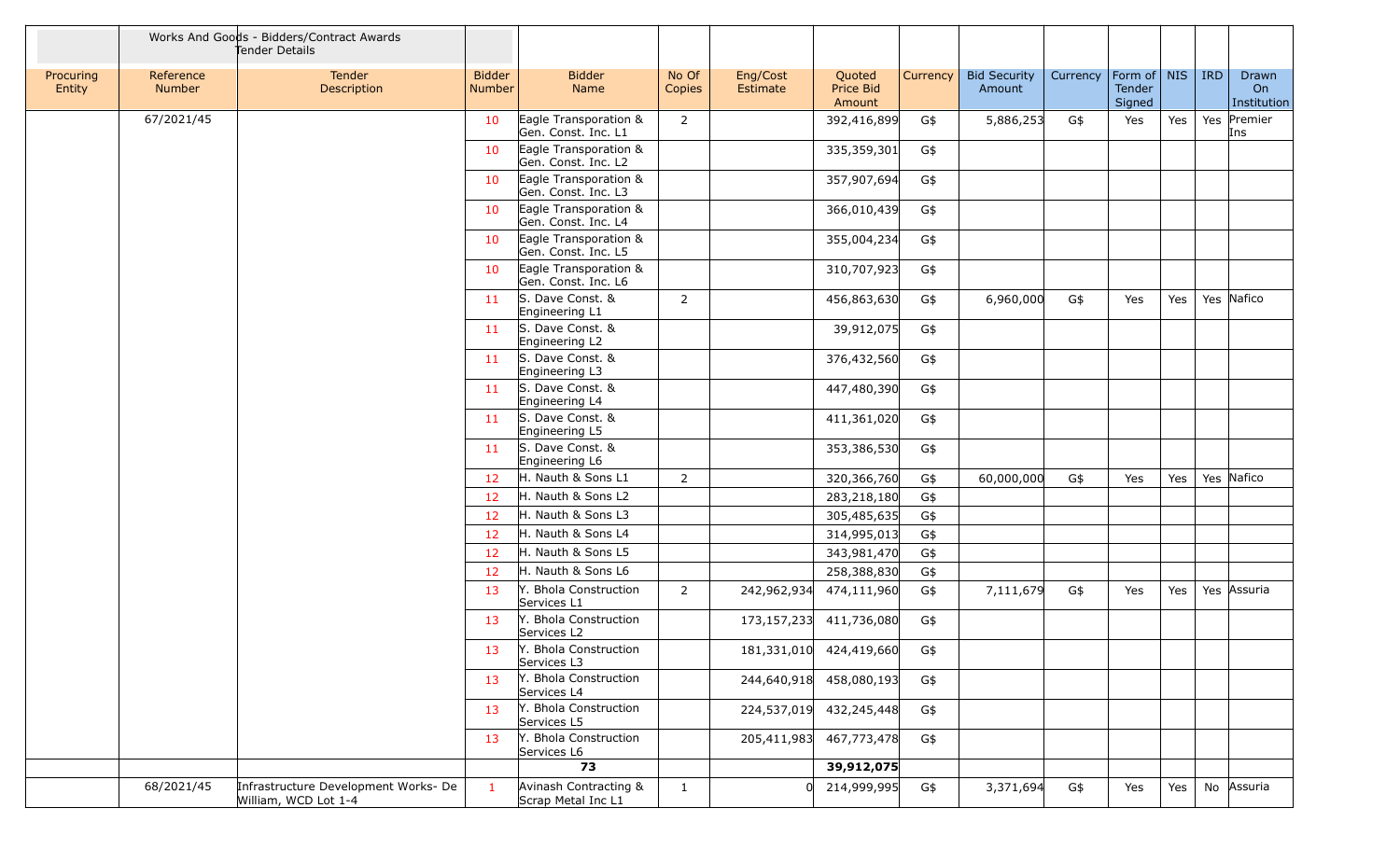| | | Works And Goods - Bidders/Contract Awards Tender Details | | | | | | | | | | | | |
|---|---|---|---|---|---|---|---|---|---|---|---|---|---|---|
| Procuring Entity | Reference Number | Tender Description | Bidder Number | Bidder Name | No Of Copies | Eng/Cost Estimate | Quoted Price Bid Amount | Currency | Bid Security Amount | Currency | Form of Tender Signed | NIS | IRD | Drawn On Institution |
| | 67/2021/45 | | 10 | Eagle Transporation & Gen. Const. Inc. L1 | 2 | | 392,416,899 | G$ | 5,886,253 | G$ | Yes | Yes | Yes | Premier Ins |
| | | | 10 | Eagle Transporation & Gen. Const. Inc. L2 | | | 335,359,301 | G$ | | | | | | |
| | | | 10 | Eagle Transporation & Gen. Const. Inc. L3 | | | 357,907,694 | G$ | | | | | | |
| | | | 10 | Eagle Transporation & Gen. Const. Inc. L4 | | | 366,010,439 | G$ | | | | | | |
| | | | 10 | Eagle Transporation & Gen. Const. Inc. L5 | | | 355,004,234 | G$ | | | | | | |
| | | | 10 | Eagle Transporation & Gen. Const. Inc. L6 | | | 310,707,923 | G$ | | | | | | |
| | | | 11 | S. Dave Const. & Engineering L1 | 2 | | 456,863,630 | G$ | 6,960,000 | G$ | Yes | Yes | Yes | Nafico |
| | | | 11 | S. Dave Const. & Engineering L2 | | | 39,912,075 | G$ | | | | | | |
| | | | 11 | S. Dave Const. & Engineering L3 | | | 376,432,560 | G$ | | | | | | |
| | | | 11 | S. Dave Const. & Engineering L4 | | | 447,480,390 | G$ | | | | | | |
| | | | 11 | S. Dave Const. & Engineering L5 | | | 411,361,020 | G$ | | | | | | |
| | | | 11 | S. Dave Const. & Engineering L6 | | | 353,386,530 | G$ | | | | | | |
| | | | 12 | H. Nauth & Sons L1 | 2 | | 320,366,760 | G$ | 60,000,000 | G$ | Yes | Yes | Yes | Nafico |
| | | | 12 | H. Nauth & Sons L2 | | | 283,218,180 | G$ | | | | | | |
| | | | 12 | H. Nauth & Sons L3 | | | 305,485,635 | G$ | | | | | | |
| | | | 12 | H. Nauth & Sons L4 | | | 314,995,013 | G$ | | | | | | |
| | | | 12 | H. Nauth & Sons L5 | | | 343,981,470 | G$ | | | | | | |
| | | | 12 | H. Nauth & Sons L6 | | | 258,388,830 | G$ | | | | | | |
| | | | 13 | Y. Bhola Construction Services L1 | 2 | 242,962,934 | 474,111,960 | G$ | 7,111,679 | G$ | Yes | Yes | Yes | Assuria |
| | | | 13 | Y. Bhola Construction Services L2 | | 173,157,233 | 411,736,080 | G$ | | | | | | |
| | | | 13 | Y. Bhola Construction Services L3 | | 181,331,010 | 424,419,660 | G$ | | | | | | |
| | | | 13 | Y. Bhola Construction Services L4 | | 244,640,918 | 458,080,193 | G$ | | | | | | |
| | | | 13 | Y. Bhola Construction Services L5 | | 224,537,019 | 432,245,448 | G$ | | | | | | |
| | | | 13 | Y. Bhola Construction Services L6 | | 205,411,983 | 467,773,478 | G$ | | | | | | |
| | | | | 73 | | | 39,912,075 | | | | | | | |
| | 68/2021/45 | Infrastructure Development Works- De William, WCD Lot 1-4 | 1 | Avinash Contracting & Scrap Metal Inc L1 | 1 | 0 | 214,999,995 | G$ | 3,371,694 | G$ | Yes | Yes | No | Assuria |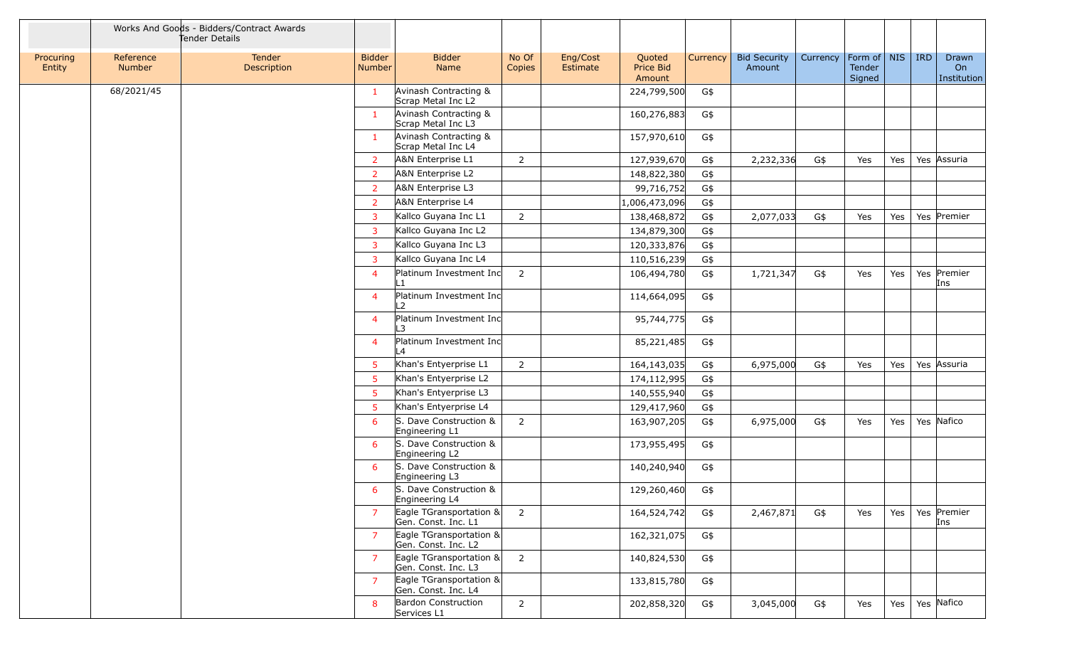| | Works And Goods - Bidders/Contract Awards Tender Details | | | | | | | | | | | | | | |
|---|---|---|---|---|---|---|---|---|---|---|---|---|---|---|---|
| Procuring Entity | Reference Number | Tender Description | Bidder Number | Bidder Name | No Of Copies | Eng/Cost Estimate | Quoted Price Bid Amount | Currency | Bid Security Amount | Currency | Form of Tender Signed | NIS | IRD | Drawn On Institution |
| | 68/2021/45 | | 1 | Avinash Contracting & Scrap Metal Inc L2 | | | 224,799,500 | G$ | | | | | | |
| | | | 1 | Avinash Contracting & Scrap Metal Inc L3 | | | 160,276,883 | G$ | | | | | | |
| | | | 1 | Avinash Contracting & Scrap Metal Inc L4 | | | 157,970,610 | G$ | | | | | | |
| | | | 2 | A&N Enterprise L1 | 2 | | 127,939,670 | G$ | 2,232,336 | G$ | Yes | Yes | Yes | Assuria |
| | | | 2 | A&N Enterprise L2 | | | 148,822,380 | G$ | | | | | | |
| | | | 2 | A&N Enterprise L3 | | | 99,716,752 | G$ | | | | | | |
| | | | 2 | A&N Enterprise L4 | | | 1,006,473,096 | G$ | | | | | | |
| | | | 3 | Kallco Guyana Inc L1 | 2 | | 138,468,872 | G$ | 2,077,033 | G$ | Yes | Yes | Yes | Premier |
| | | | 3 | Kallco Guyana Inc L2 | | | 134,879,300 | G$ | | | | | | |
| | | | 3 | Kallco Guyana Inc L3 | | | 120,333,876 | G$ | | | | | | |
| | | | 3 | Kallco Guyana Inc L4 | | | 110,516,239 | G$ | | | | | | |
| | | | 4 | Platinum Investment Inc L1 | 2 | | 106,494,780 | G$ | 1,721,347 | G$ | Yes | Yes | Yes | Premier Ins |
| | | | 4 | Platinum Investment Inc L2 | | | 114,664,095 | G$ | | | | | | |
| | | | 4 | Platinum Investment Inc L3 | | | 95,744,775 | G$ | | | | | | |
| | | | 4 | Platinum Investment Inc L4 | | | 85,221,485 | G$ | | | | | | |
| | | | 5 | Khan's Entyerprise L1 | 2 | | 164,143,035 | G$ | 6,975,000 | G$ | Yes | Yes | Yes | Assuria |
| | | | 5 | Khan's Entyerprise L2 | | | 174,112,995 | G$ | | | | | | |
| | | | 5 | Khan's Entyerprise L3 | | | 140,555,940 | G$ | | | | | | |
| | | | 5 | Khan's Entyerprise L4 | | | 129,417,960 | G$ | | | | | | |
| | | | 6 | S. Dave Construction & Engineering L1 | 2 | | 163,907,205 | G$ | 6,975,000 | G$ | Yes | Yes | Yes | Nafico |
| | | | 6 | S. Dave Construction & Engineering L2 | | | 173,955,495 | G$ | | | | | | |
| | | | 6 | S. Dave Construction & Engineering L3 | | | 140,240,940 | G$ | | | | | | |
| | | | 6 | S. Dave Construction & Engineering L4 | | | 129,260,460 | G$ | | | | | | |
| | | | 7 | Eagle TGransportation & Gen. Const. Inc. L1 | 2 | | 164,524,742 | G$ | 2,467,871 | G$ | Yes | Yes | Yes | Premier Ins |
| | | | 7 | Eagle TGransportation & Gen. Const. Inc. L2 | | | 162,321,075 | G$ | | | | | | |
| | | | 7 | Eagle TGransportation & Gen. Const. Inc. L3 | 2 | | 140,824,530 | G$ | | | | | | |
| | | | 7 | Eagle TGransportation & Gen. Const. Inc. L4 | | | 133,815,780 | G$ | | | | | | |
| | | | 8 | Bardon Construction Services L1 | 2 | | 202,858,320 | G$ | 3,045,000 | G$ | Yes | Yes | Yes | Nafico |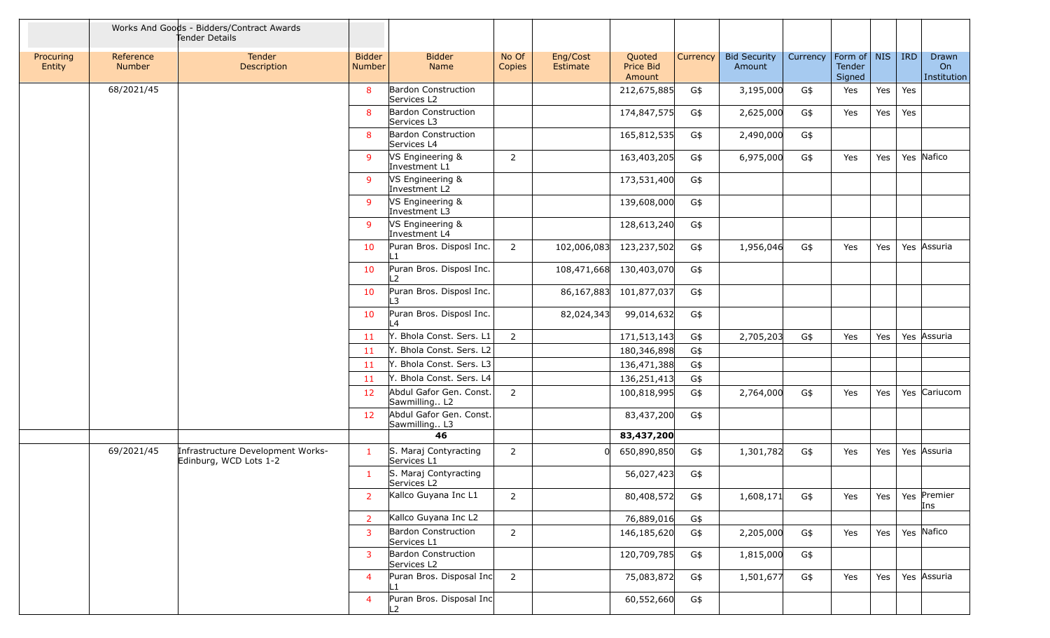| | Works And Goods - Bidders/Contract Awards Tender Details | | | | | | | | | | | | | | |
|---|---|---|---|---|---|---|---|---|---|---|---|---|---|---|---|
| Procuring Entity | Reference Number | Tender Description | Bidder Number | Bidder Name | No Of Copies | Eng/Cost Estimate | Quoted Price Bid Amount | Currency | Bid Security Amount | Currency | Form of Tender Signed | NIS | IRD | Drawn On Institution |
| | 68/2021/45 | | 8 | Bardon Construction Services L2 | | | 212,675,885 | G$ | 3,195,000 | G$ | Yes | Yes | Yes | |
| | | | 8 | Bardon Construction Services L3 | | | 174,847,575 | G$ | 2,625,000 | G$ | Yes | Yes | Yes | |
| | | | 8 | Bardon Construction Services L4 | | | 165,812,535 | G$ | 2,490,000 | G$ | | | | |
| | | | 9 | VS Engineering & Investment L1 | 2 | | 163,403,205 | G$ | 6,975,000 | G$ | Yes | Yes | Yes | Nafico |
| | | | 9 | VS Engineering & Investment L2 | | | 173,531,400 | G$ | | | | | | |
| | | | 9 | VS Engineering & Investment L3 | | | 139,608,000 | G$ | | | | | | |
| | | | 9 | VS Engineering & Investment L4 | | | 128,613,240 | G$ | | | | | | |
| | | | 10 | Puran Bros. Disposl Inc. L1 | 2 | 102,006,083 | 123,237,502 | G$ | 1,956,046 | G$ | Yes | Yes | Yes | Assuria |
| | | | 10 | Puran Bros. Disposl Inc. L2 | | 108,471,668 | 130,403,070 | G$ | | | | | | |
| | | | 10 | Puran Bros. Disposl Inc. L3 | | 86,167,883 | 101,877,037 | G$ | | | | | | |
| | | | 10 | Puran Bros. Disposl Inc. L4 | | 82,024,343 | 99,014,632 | G$ | | | | | | |
| | | | 11 | Y. Bhola Const. Sers. L1 | 2 | | 171,513,143 | G$ | 2,705,203 | G$ | Yes | Yes | Yes | Assuria |
| | | | 11 | Y. Bhola Const. Sers. L2 | | | 180,346,898 | G$ | | | | | | |
| | | | 11 | Y. Bhola Const. Sers. L3 | | | 136,471,388 | G$ | | | | | | |
| | | | 11 | Y. Bhola Const. Sers. L4 | | | 136,251,413 | G$ | | | | | | |
| | | | 12 | Abdul Gafor Gen. Const. Sawmilling.. L2 | 2 | | 100,818,995 | G$ | 2,764,000 | G$ | Yes | Yes | Yes | Cariucom |
| | | | 12 | Abdul Gafor Gen. Const. Sawmilling.. L3 | | | 83,437,200 | G$ | | | | | | |
| | | | | **46** | | | **83,437,200** | | | | | | | |
| | 69/2021/45 | Infrastructure Development Works-Edinburg, WCD Lots 1-2 | 1 | S. Maraj Contyracting Services L1 | 2 | 0 | 650,890,850 | G$ | 1,301,782 | G$ | Yes | Yes | Yes | Assuria |
| | | | 1 | S. Maraj Contyracting Services L2 | | | 56,027,423 | G$ | | | | | | |
| | | | 2 | Kallco Guyana Inc L1 | 2 | | 80,408,572 | G$ | 1,608,171 | G$ | Yes | Yes | Yes | Premier Ins |
| | | | 2 | Kallco Guyana Inc L2 | | | 76,889,016 | G$ | | | | | | |
| | | | 3 | Bardon Construction Services L1 | 2 | | 146,185,620 | G$ | 2,205,000 | G$ | Yes | Yes | Yes | Nafico |
| | | | 3 | Bardon Construction Services L2 | | | 120,709,785 | G$ | 1,815,000 | G$ | | | | |
| | | | 4 | Puran Bros. Disposal Inc L1 | 2 | | 75,083,872 | G$ | 1,501,677 | G$ | Yes | Yes | Yes | Assuria |
| | | | 4 | Puran Bros. Disposal Inc L2 | | | 60,552,660 | G$ | | | | | | |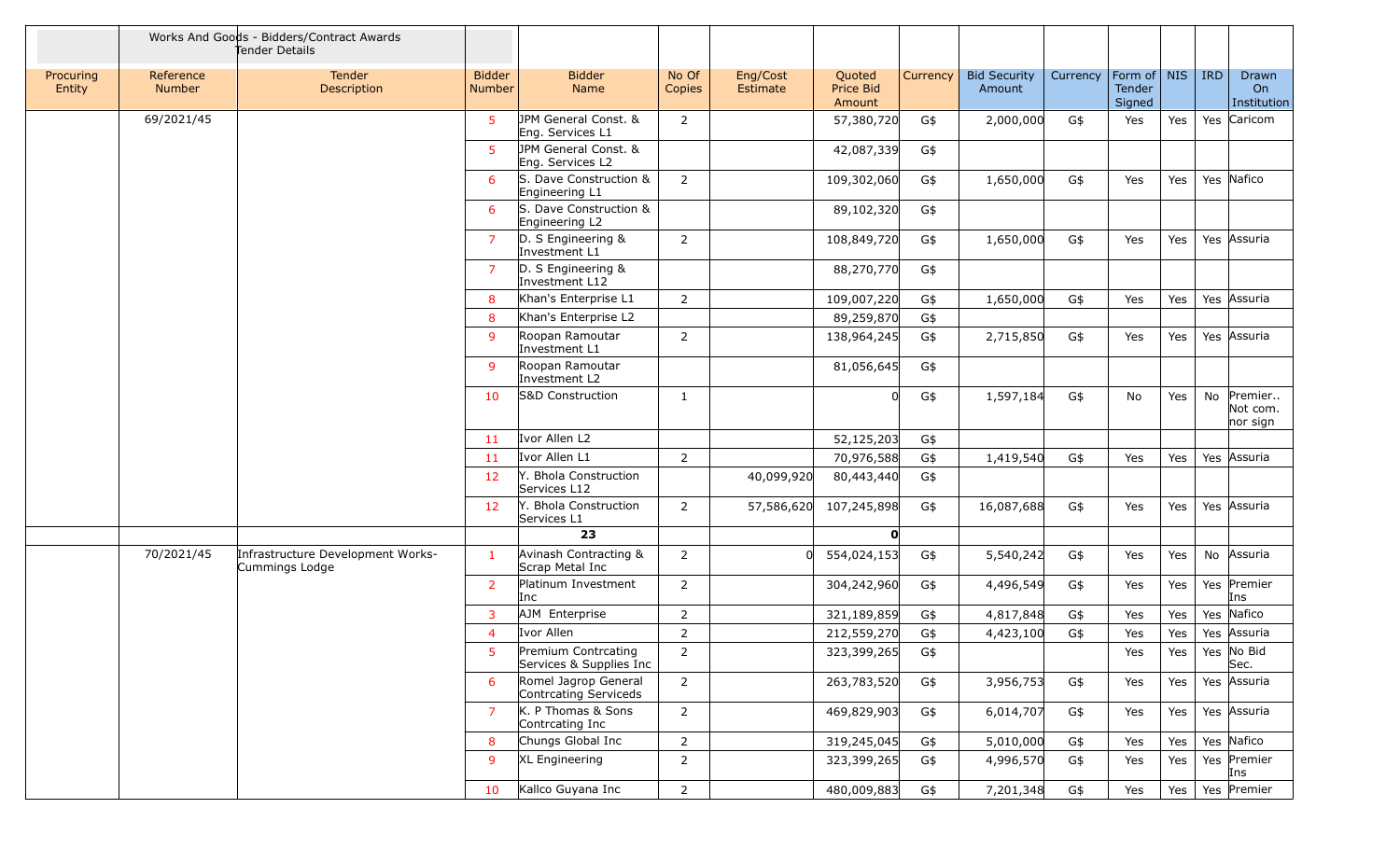| | Works And Goods - Bidders/Contract Awards Tender Details | | | | | | | | | | | | | |
|---|---|---|---|---|---|---|---|---|---|---|---|---|---|---|
| Procuring Entity | Reference Number | Tender Description | Bidder Number | Bidder Name | No Of Copies | Eng/Cost Estimate | Quoted Price Bid Amount | Currency | Bid Security Amount | Currency | Form of Tender Signed | NIS | IRD | Drawn On Institution |
| | 69/2021/45 | | 5 | JPM General Const. & Eng. Services L1 | 2 | | 57,380,720 | G$ | 2,000,000 | G$ | Yes | Yes | Yes | Caricom |
| | | | 5 | JPM General Const. & Eng. Services L2 | | | 42,087,339 | G$ | | | | | | |
| | | | 6 | S. Dave Construction & Engineering L1 | 2 | | 109,302,060 | G$ | 1,650,000 | G$ | Yes | Yes | Yes | Nafico |
| | | | 6 | S. Dave Construction & Engineering L2 | | | 89,102,320 | G$ | | | | | | |
| | | | 7 | D. S Engineering & Investment L1 | 2 | | 108,849,720 | G$ | 1,650,000 | G$ | Yes | Yes | Yes | Assuria |
| | | | 7 | D. S Engineering & Investment L12 | | | 88,270,770 | G$ | | | | | | |
| | | | 8 | Khan's Enterprise L1 | 2 | | 109,007,220 | G$ | 1,650,000 | G$ | Yes | Yes | Yes | Assuria |
| | | | 8 | Khan's Enterprise L2 | | | 89,259,870 | G$ | | | | | | |
| | | | 9 | Roopan Ramoutar Investment L1 | 2 | | 138,964,245 | G$ | 2,715,850 | G$ | Yes | Yes | Yes | Assuria |
| | | | 9 | Roopan Ramoutar Investment L2 | | | 81,056,645 | G$ | | | | | | |
| | | | 10 | S&D Construction | 1 | | 0 | G$ | 1,597,184 | G$ | No | Yes | No | Premier.. Not com. nor sign |
| | | | 11 | Ivor Allen L2 | | | 52,125,203 | G$ | | | | | | |
| | | | 11 | Ivor Allen L1 | 2 | | 70,976,588 | G$ | 1,419,540 | G$ | Yes | Yes | Yes | Assuria |
| | | | 12 | Y. Bhola Construction Services L12 | | 40,099,920 | 80,443,440 | G$ | | | | | | |
| | | | 12 | Y. Bhola Construction Services L1 | 2 | 57,586,620 | 107,245,898 | G$ | 16,087,688 | G$ | Yes | Yes | Yes | Assuria |
| | | | | **23** | | | **0** | | | | | | | |
| | 70/2021/45 | Infrastructure Development Works-Cummings Lodge | 1 | Avinash Contracting & Scrap Metal Inc | 2 | 0 | 554,024,153 | G$ | 5,540,242 | G$ | Yes | Yes | No | Assuria |
| | | | 2 | Platinum Investment Inc | 2 | | 304,242,960 | G$ | 4,496,549 | G$ | Yes | Yes | Yes | Premier Ins |
| | | | 3 | AJM Enterprise | 2 | | 321,189,859 | G$ | 4,817,848 | G$ | Yes | Yes | Yes | Nafico |
| | | | 4 | Ivor Allen | 2 | | 212,559,270 | G$ | 4,423,100 | G$ | Yes | Yes | Yes | Assuria |
| | | | 5 | Premium Contrcating Services & Supplies Inc | 2 | | 323,399,265 | G$ | | | Yes | Yes | Yes | No Bid Sec. |
| | | | 6 | Romel Jagrop General Contrcating Serviceds | 2 | | 263,783,520 | G$ | 3,956,753 | G$ | Yes | Yes | Yes | Assuria |
| | | | 7 | K. P Thomas & Sons Contrcating Inc | 2 | | 469,829,903 | G$ | 6,014,707 | G$ | Yes | Yes | Yes | Assuria |
| | | | 8 | Chungs Global Inc | 2 | | 319,245,045 | G$ | 5,010,000 | G$ | Yes | Yes | Yes | Nafico |
| | | | 9 | XL Engineering | 2 | | 323,399,265 | G$ | 4,996,570 | G$ | Yes | Yes | Yes | Premier Ins |
| | | | 10 | Kallco Guyana Inc | 2 | | 480,009,883 | G$ | 7,201,348 | G$ | Yes | Yes | Yes | Premier |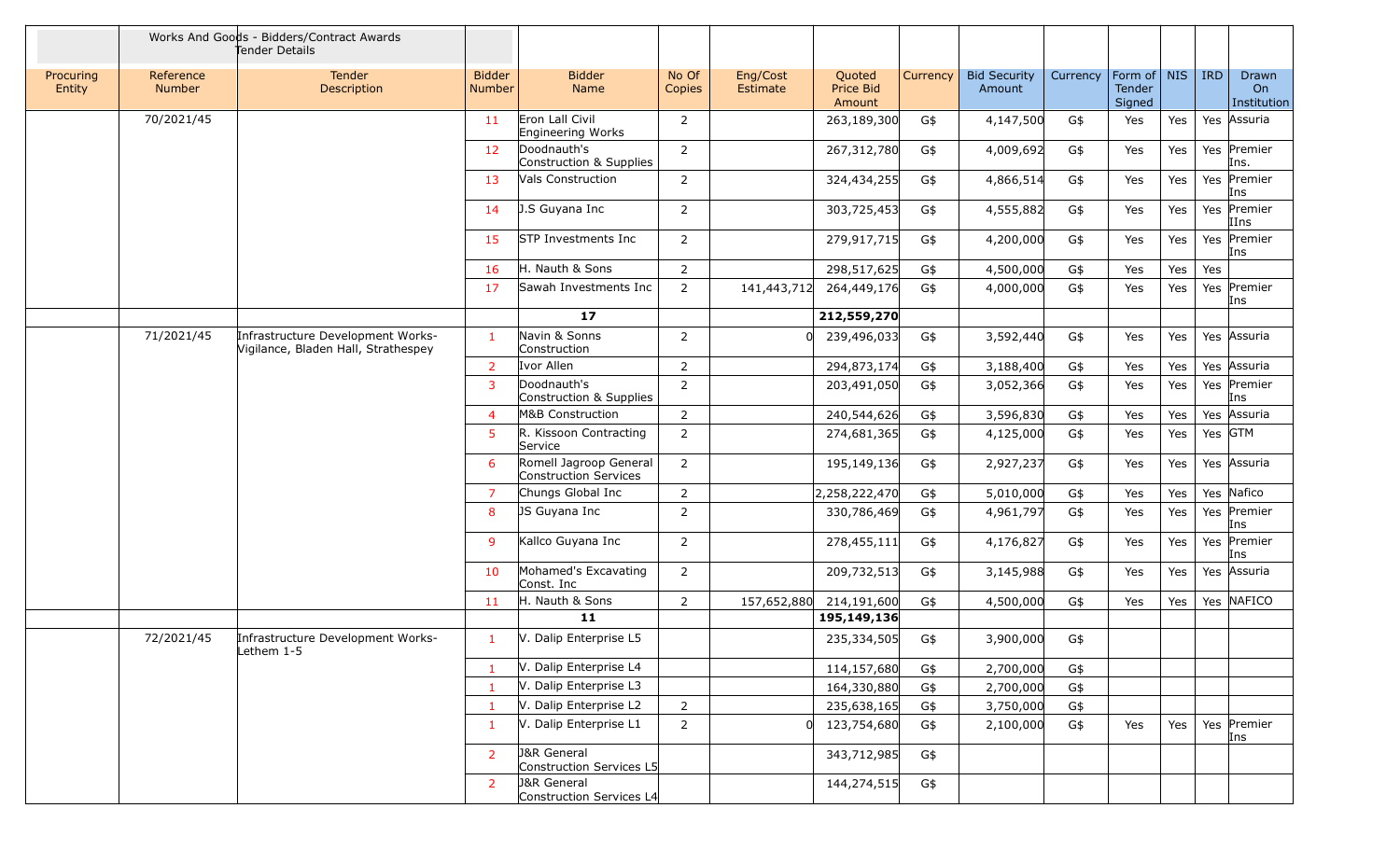| | Works And Goods - Bidders/Contract Awards Tender Details | | | | | | | | | | | | | |
|---|---|---|---|---|---|---|---|---|---|---|---|---|---|---|
| Procuring Entity | Reference Number | Tender Description | Bidder Number | Bidder Name | No Of Copies | Eng/Cost Estimate | Quoted Price Bid Amount | Currency | Bid Security Amount | Currency | Form of Tender Signed | NIS | IRD | Drawn On Institution |
| | 70/2021/45 | | 11 | Eron Lall Civil Engineering Works | 2 | | 263,189,300 | G$ | 4,147,500 | G$ | Yes | Yes | Yes | Assuria |
| | | | 12 | Doodnauth's Construction & Supplies | 2 | | 267,312,780 | G$ | 4,009,692 | G$ | Yes | Yes | Yes | Premier Ins. |
| | | | 13 | Vals Construction | 2 | | 324,434,255 | G$ | 4,866,514 | G$ | Yes | Yes | Yes | Premier Ins |
| | | | 14 | J.S Guyana Inc | 2 | | 303,725,453 | G$ | 4,555,882 | G$ | Yes | Yes | Yes | Premier IIns |
| | | | 15 | STP Investments Inc | 2 | | 279,917,715 | G$ | 4,200,000 | G$ | Yes | Yes | Yes | Premier Ins |
| | | | 16 | H. Nauth & Sons | 2 | | 298,517,625 | G$ | 4,500,000 | G$ | Yes | Yes | Yes | |
| | | | 17 | Sawah Investments Inc | 2 | 141,443,712 | 264,449,176 | G$ | 4,000,000 | G$ | Yes | Yes | Yes | Premier Ins |
| | | | | **17** | | | **212,559,270** | | | | | | | |
| | 71/2021/45 | Infrastructure Development Works-Vigilance, Bladen Hall, Strathespey | 1 | Navin & Sonns Construction | 2 | 0 | 239,496,033 | G$ | 3,592,440 | G$ | Yes | Yes | Yes | Assuria |
| | | | 2 | Ivor Allen | 2 | | 294,873,174 | G$ | 3,188,400 | G$ | Yes | Yes | Yes | Assuria |
| | | | 3 | Doodnauth's Construction & Supplies | 2 | | 203,491,050 | G$ | 3,052,366 | G$ | Yes | Yes | Yes | Premier Ins |
| | | | 4 | M&B Construction | 2 | | 240,544,626 | G$ | 3,596,830 | G$ | Yes | Yes | Yes | Assuria |
| | | | 5 | R. Kissoon Contracting Service | 2 | | 274,681,365 | G$ | 4,125,000 | G$ | Yes | Yes | Yes | GTM |
| | | | 6 | Romell Jagroop General Construction Services | 2 | | 195,149,136 | G$ | 2,927,237 | G$ | Yes | Yes | Yes | Assuria |
| | | | 7 | Chungs Global Inc | 2 | | 2,258,222,470 | G$ | 5,010,000 | G$ | Yes | Yes | Yes | Nafico |
| | | | 8 | JS Guyana Inc | 2 | | 330,786,469 | G$ | 4,961,797 | G$ | Yes | Yes | Yes | Premier Ins |
| | | | 9 | Kallco Guyana Inc | 2 | | 278,455,111 | G$ | 4,176,827 | G$ | Yes | Yes | Yes | Premier Ins |
| | | | 10 | Mohamed's Excavating Const. Inc | 2 | | 209,732,513 | G$ | 3,145,988 | G$ | Yes | Yes | Yes | Assuria |
| | | | 11 | H. Nauth & Sons | 2 | 157,652,880 | 214,191,600 | G$ | 4,500,000 | G$ | Yes | Yes | Yes | NAFICO |
| | | | | **11** | | | **195,149,136** | | | | | | | |
| | 72/2021/45 | Infrastructure Development Works-Lethem 1-5 | 1 | V. Dalip Enterprise L5 | | | 235,334,505 | G$ | 3,900,000 | G$ | | | | |
| | | | 1 | V. Dalip Enterprise L4 | | | 114,157,680 | G$ | 2,700,000 | G$ | | | | |
| | | | 1 | V. Dalip Enterprise L3 | | | 164,330,880 | G$ | 2,700,000 | G$ | | | | |
| | | | 1 | V. Dalip Enterprise L2 | 2 | | 235,638,165 | G$ | 3,750,000 | G$ | | | | |
| | | | 1 | V. Dalip Enterprise L1 | 2 | 0 | 123,754,680 | G$ | 2,100,000 | G$ | Yes | Yes | Yes | Premier Ins |
| | | | 2 | J&R General Construction Services L5 | | | 343,712,985 | G$ | | | | | | |
| | | | 2 | J&R General Construction Services L4 | | | 144,274,515 | G$ | | | | | | |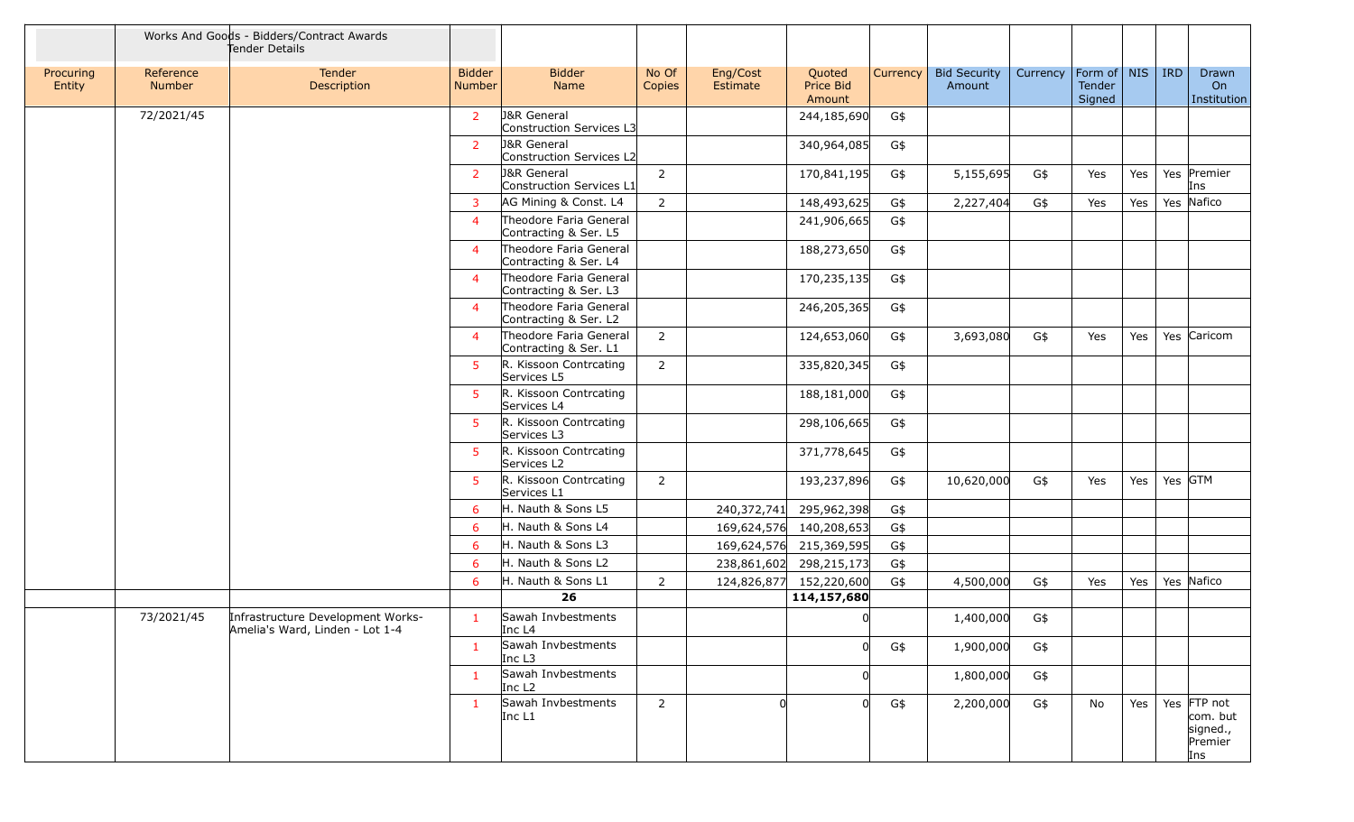| | Works And Goods - Bidders/Contract Awards Tender Details | | | | | | | | | | | | | | |
|---|---|---|---|---|---|---|---|---|---|---|---|---|---|---|---|
| Procuring Entity | Reference Number | Tender Description | Bidder Number | Bidder Name | No Of Copies | Eng/Cost Estimate | Quoted Price Bid Amount | Currency | Bid Security Amount | Currency | Form of Tender Signed | NIS | IRD | Drawn On Institution |
| | 72/2021/45 | | 2 | J&R General Construction Services L3 | | | 244,185,690 | G$ | | | | | | |
| | | | 2 | J&R General Construction Services L2 | | | 340,964,085 | G$ | | | | | | |
| | | | 2 | J&R General Construction Services L1 | 2 | | 170,841,195 | G$ | 5,155,695 | G$ | Yes | Yes | Yes | Premier Ins |
| | | | 3 | AG Mining & Const. L4 | 2 | | 148,493,625 | G$ | 2,227,404 | G$ | Yes | Yes | Yes | Nafico |
| | | | 4 | Theodore Faria General Contracting & Ser. L5 | | | 241,906,665 | G$ | | | | | | |
| | | | 4 | Theodore Faria General Contracting & Ser. L4 | | | 188,273,650 | G$ | | | | | | |
| | | | 4 | Theodore Faria General Contracting & Ser. L3 | | | 170,235,135 | G$ | | | | | | |
| | | | 4 | Theodore Faria General Contracting & Ser. L2 | | | 246,205,365 | G$ | | | | | | |
| | | | 4 | Theodore Faria General Contracting & Ser. L1 | 2 | | 124,653,060 | G$ | 3,693,080 | G$ | Yes | Yes | Yes | Caricom |
| | | | 5 | R. Kissoon Contrcating Services L5 | 2 | | 335,820,345 | G$ | | | | | | |
| | | | 5 | R. Kissoon Contrcating Services L4 | | | 188,181,000 | G$ | | | | | | |
| | | | 5 | R. Kissoon Contrcating Services L3 | | | 298,106,665 | G$ | | | | | | |
| | | | 5 | R. Kissoon Contrcating Services L2 | | | 371,778,645 | G$ | | | | | | |
| | | | 5 | R. Kissoon Contrcating Services L1 | 2 | | 193,237,896 | G$ | 10,620,000 | G$ | Yes | Yes | Yes | GTM |
| | | | 6 | H. Nauth & Sons L5 | | 240,372,741 | 295,962,398 | G$ | | | | | | |
| | | | 6 | H. Nauth & Sons L4 | | 169,624,576 | 140,208,653 | G$ | | | | | | |
| | | | 6 | H. Nauth & Sons L3 | | 169,624,576 | 215,369,595 | G$ | | | | | | |
| | | | 6 | H. Nauth & Sons L2 | | 238,861,602 | 298,215,173 | G$ | | | | | | |
| | | | 6 | H. Nauth & Sons L1 | 2 | 124,826,877 | 152,220,600 | G$ | 4,500,000 | G$ | Yes | Yes | Yes | Nafico |
| | | | | **26** | | | **114,157,680** | | | | | | | |
| | 73/2021/45 | Infrastructure Development Works-Amelia's Ward, Linden - Lot 1-4 | 1 | Sawah Invbestments Inc L4 | | | 0 | | 1,400,000 | G$ | | | | |
| | | | 1 | Sawah Invbestments Inc L3 | | | 0 | G$ | 1,900,000 | G$ | | | | |
| | | | 1 | Sawah Invbestments Inc L2 | | | 0 | | 1,800,000 | G$ | | | | |
| | | | 1 | Sawah Invbestments Inc L1 | 2 | 0 | 0 | G$ | 2,200,000 | G$ | No | Yes | Yes | FTP not com. but signed., Premier Ins |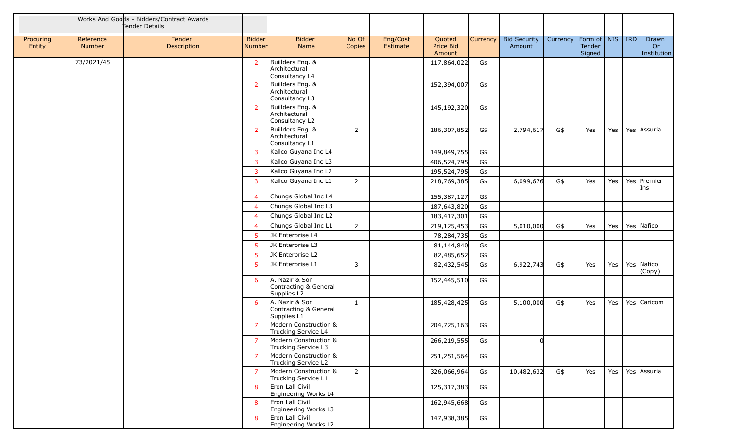| | Works And Goods - Bidders/Contract Awards Tender Details | | | | | | | | | | | | | | |
|---|---|---|---|---|---|---|---|---|---|---|---|---|---|---|---|
| Procuring Entity | Reference Number | Tender Description | Bidder Number | Bidder Name | No Of Copies | Eng/Cost Estimate | Quoted Price Bid Amount | Currency | Bid Security Amount | Currency | Form of Tender Signed | NIS | IRD | Drawn On Institution |
| | 73/2021/45 | | 2 | Buiilders Eng. & Architectural Consultancy L4 | | | 117,864,022 | G$ | | | | | | |
| | | | 2 | Buiilders Eng. & Architectural Consultancy L3 | | | 152,394,007 | G$ | | | | | | |
| | | | 2 | Buiilders Eng. & Architectural Consultancy L2 | | | 145,192,320 | G$ | | | | | | |
| | | | 2 | Buiilders Eng. & Architectural Consultancy L1 | 2 | | 186,307,852 | G$ | 2,794,617 | G$ | Yes | Yes | Yes | Assuria |
| | | | 3 | Kallco Guyana Inc L4 | | | 149,849,755 | G$ | | | | | | |
| | | | 3 | Kallco Guyana Inc L3 | | | 406,524,795 | G$ | | | | | | |
| | | | 3 | Kallco Guyana Inc L2 | | | 195,524,795 | G$ | | | | | | |
| | | | 3 | Kallco Guyana Inc L1 | 2 | | 218,769,385 | G$ | 6,099,676 | G$ | Yes | Yes | Yes | Premier Ins |
| | | | 4 | Chungs Global Inc L4 | | | 155,387,127 | G$ | | | | | | |
| | | | 4 | Chungs Global Inc L3 | | | 187,643,820 | G$ | | | | | | |
| | | | 4 | Chungs Global Inc L2 | | | 183,417,301 | G$ | | | | | | |
| | | | 4 | Chungs Global Inc L1 | 2 | | 219,125,453 | G$ | 5,010,000 | G$ | Yes | Yes | Yes | Nafico |
| | | | 5 | JK Enterprise L4 | | | 78,284,735 | G$ | | | | | | |
| | | | 5 | JK Enterprise L3 | | | 81,144,840 | G$ | | | | | | |
| | | | 5 | JK Enterprise L2 | | | 82,485,652 | G$ | | | | | | |
| | | | 5 | JK Enterprise L1 | 3 | | 82,432,545 | G$ | 6,922,743 | G$ | Yes | Yes | Yes | Nafico (Copy) |
| | | | 6 | A. Nazir & Son Contracting & General Supplies L2 | | | 152,445,510 | G$ | | | | | | |
| | | | 6 | A. Nazir & Son Contracting & General Supplies L1 | 1 | | 185,428,425 | G$ | 5,100,000 | G$ | Yes | Yes | Yes | Caricom |
| | | | 7 | Modern Construction & Trucking Service L4 | | | 204,725,163 | G$ | | | | | | |
| | | | 7 | Modern Construction & Trucking Service L3 | | | 266,219,555 | G$ | 0 | | | | | |
| | | | 7 | Modern Construction & Trucking Service L2 | | | 251,251,564 | G$ | | | | | | |
| | | | 7 | Modern Construction & Trucking Service L1 | 2 | | 326,066,964 | G$ | 10,482,632 | G$ | Yes | Yes | Yes | Assuria |
| | | | 8 | Eron Lall Civil Engineering Works L4 | | | 125,317,383 | G$ | | | | | | |
| | | | 8 | Eron Lall Civil Engineering Works L3 | | | 162,945,668 | G$ | | | | | | |
| | | | 8 | Eron Lall Civil Engineering Works L2 | | | 147,938,385 | G$ | | | | | | |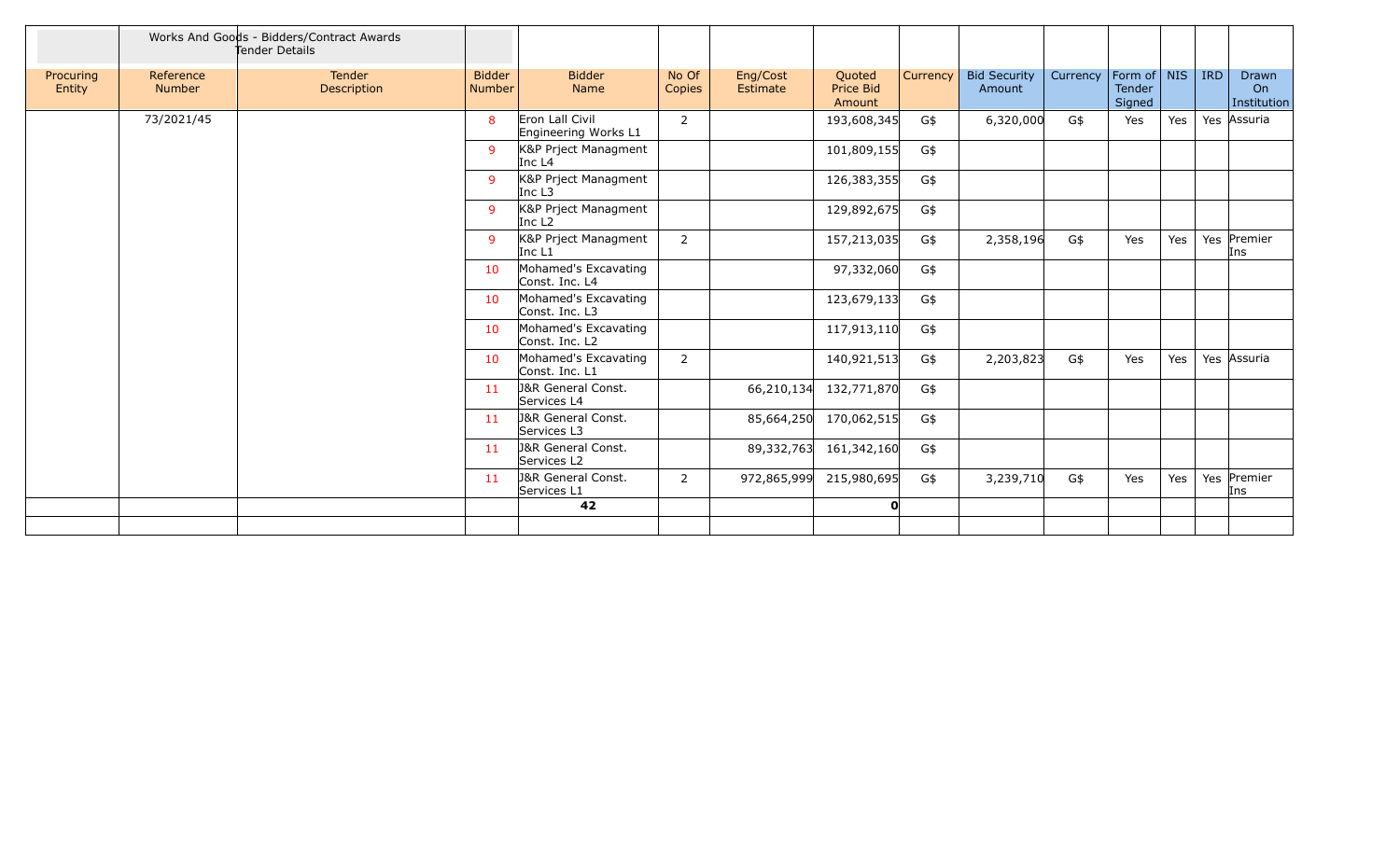| | Works And Goods - Bidders/Contract Awards Tender Details | | | | | | | | | | | | | | |
|---|---|---|---|---|---|---|---|---|---|---|---|---|---|---|---|
| Procuring Entity | Reference Number | Tender Description | Bidder Number | Bidder Name | No Of Copies | Eng/Cost Estimate | Quoted Price Bid Amount | Currency | Bid Security Amount | Currency | Form of Tender Signed | NIS | IRD | Drawn On Institution |
| | 73/2021/45 | | 8 | Eron Lall Civil Engineering Works L1 | 2 | | 193,608,345 | G$ | 6,320,000 | G$ | Yes | Yes | Yes | Assuria |
| | | | 9 | K&P Prject Managment Inc L4 | | | 101,809,155 | G$ | | | | | | |
| | | | 9 | K&P Prject Managment Inc L3 | | | 126,383,355 | G$ | | | | | | |
| | | | 9 | K&P Prject Managment Inc L2 | | | 129,892,675 | G$ | | | | | | |
| | | | 9 | K&P Prject Managment Inc L1 | 2 | | 157,213,035 | G$ | 2,358,196 | G$ | Yes | Yes | Yes | Premier Ins |
| | | | 10 | Mohamed's Excavating Const. Inc. L4 | | | 97,332,060 | G$ | | | | | | |
| | | | 10 | Mohamed's Excavating Const. Inc. L3 | | | 123,679,133 | G$ | | | | | | |
| | | | 10 | Mohamed's Excavating Const. Inc. L2 | | | 117,913,110 | G$ | | | | | | |
| | | | 10 | Mohamed's Excavating Const. Inc. L1 | 2 | | 140,921,513 | G$ | 2,203,823 | G$ | Yes | Yes | Yes | Assuria |
| | | | 11 | J&R General Const. Services L4 | | 66,210,134 | 132,771,870 | G$ | | | | | | |
| | | | 11 | J&R General Const. Services L3 | | 85,664,250 | 170,062,515 | G$ | | | | | | |
| | | | 11 | J&R General Const. Services L2 | | 89,332,763 | 161,342,160 | G$ | | | | | | |
| | | | 11 | J&R General Const. Services L1 | 2 | 972,865,999 | 215,980,695 | G$ | 3,239,710 | G$ | Yes | Yes | Yes | Premier Ins |
| | | | | **42** | | | 0 | | | | | | | |
| | | | | | | | | | | | | | | |